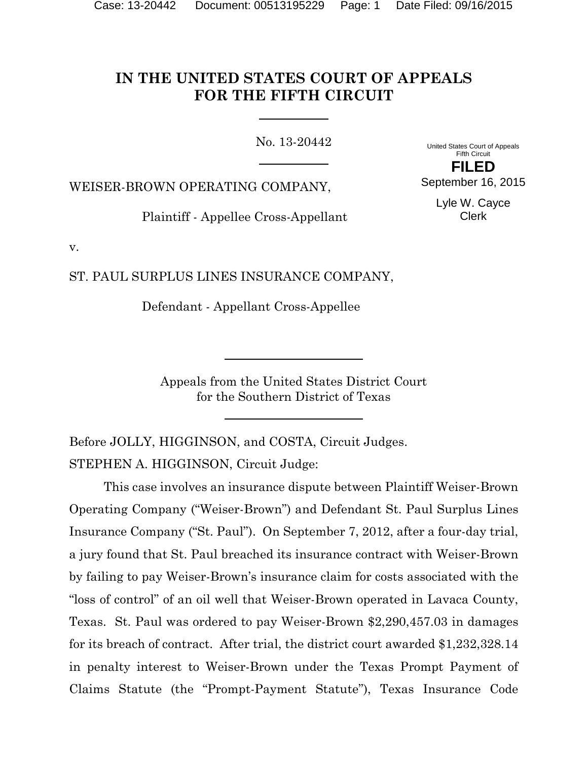# IN THE UNITED STATES COURT OF APPEALS FOR THE FIFTH CIRCUIT

No. 13-20442

United States Court of Appeals
Fifth Circuit

**FILED**

September 16, 2015

Lyle W. Cayce
Clerk

WEISER-BROWN OPERATING COMPANY,

Plaintiff - Appellee Cross-Appellant

v.

ST. PAUL SURPLUS LINES INSURANCE COMPANY,

Defendant - Appellant Cross-Appellee

Appeals from the United States District Court
for the Southern District of Texas

Before JOLLY, HIGGINSON, and COSTA, Circuit Judges.

STEPHEN A. HIGGINSON, Circuit Judge:

This case involves an insurance dispute between Plaintiff Weiser-Brown Operating Company ("Weiser-Brown") and Defendant St. Paul Surplus Lines Insurance Company ("St. Paul"). On September 7, 2012, after a four-day trial, a jury found that St. Paul breached its insurance contract with Weiser-Brown by failing to pay Weiser-Brown's insurance claim for costs associated with the "loss of control" of an oil well that Weiser-Brown operated in Lavaca County, Texas. St. Paul was ordered to pay Weiser-Brown $2,290,457.03 in damages for its breach of contract. After trial, the district court awarded $1,232,328.14 in penalty interest to Weiser-Brown under the Texas Prompt Payment of Claims Statute (the "Prompt-Payment Statute"), Texas Insurance Code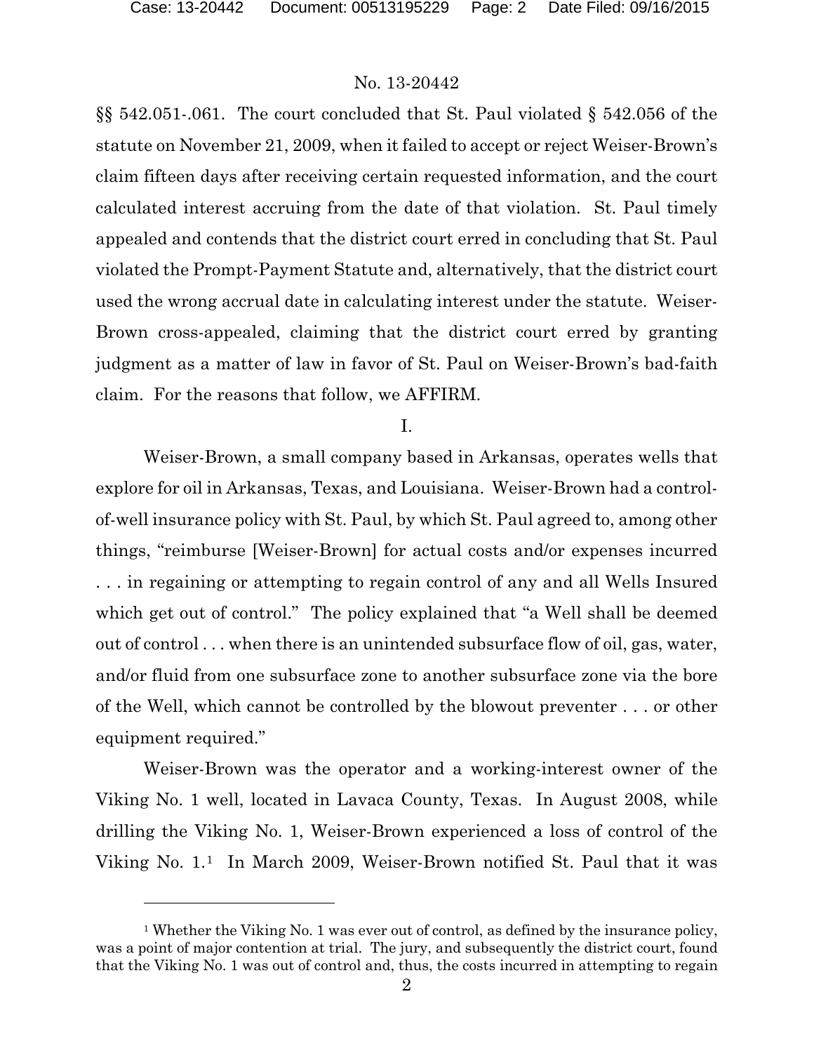§§ 542.051-.061. The court concluded that St. Paul violated § 542.056 of the statute on November 21, 2009, when it failed to accept or reject Weiser-Brown's claim fifteen days after receiving certain requested information, and the court calculated interest accruing from the date of that violation. St. Paul timely appealed and contends that the district court erred in concluding that St. Paul violated the Prompt-Payment Statute and, alternatively, that the district court used the wrong accrual date in calculating interest under the statute. Weiser-Brown cross-appealed, claiming that the district court erred by granting judgment as a matter of law in favor of St. Paul on Weiser-Brown's bad-faith claim. For the reasons that follow, we AFFIRM.

I.

Weiser-Brown, a small company based in Arkansas, operates wells that explore for oil in Arkansas, Texas, and Louisiana. Weiser-Brown had a control-of-well insurance policy with St. Paul, by which St. Paul agreed to, among other things, "reimburse [Weiser-Brown] for actual costs and/or expenses incurred . . . in regaining or attempting to regain control of any and all Wells Insured which get out of control." The policy explained that "a Well shall be deemed out of control . . . when there is an unintended subsurface flow of oil, gas, water, and/or fluid from one subsurface zone to another subsurface zone via the bore of the Well, which cannot be controlled by the blowout preventer . . . or other equipment required."

Weiser-Brown was the operator and a working-interest owner of the Viking No. 1 well, located in Lavaca County, Texas. In August 2008, while drilling the Viking No. 1, Weiser-Brown experienced a loss of control of the Viking No. 1.[1] In March 2009, Weiser-Brown notified St. Paul that it was

[1] Whether the Viking No. 1 was ever out of control, as defined by the insurance policy, was a point of major contention at trial. The jury, and subsequently the district court, found that the Viking No. 1 was out of control and, thus, the costs incurred in attempting to regain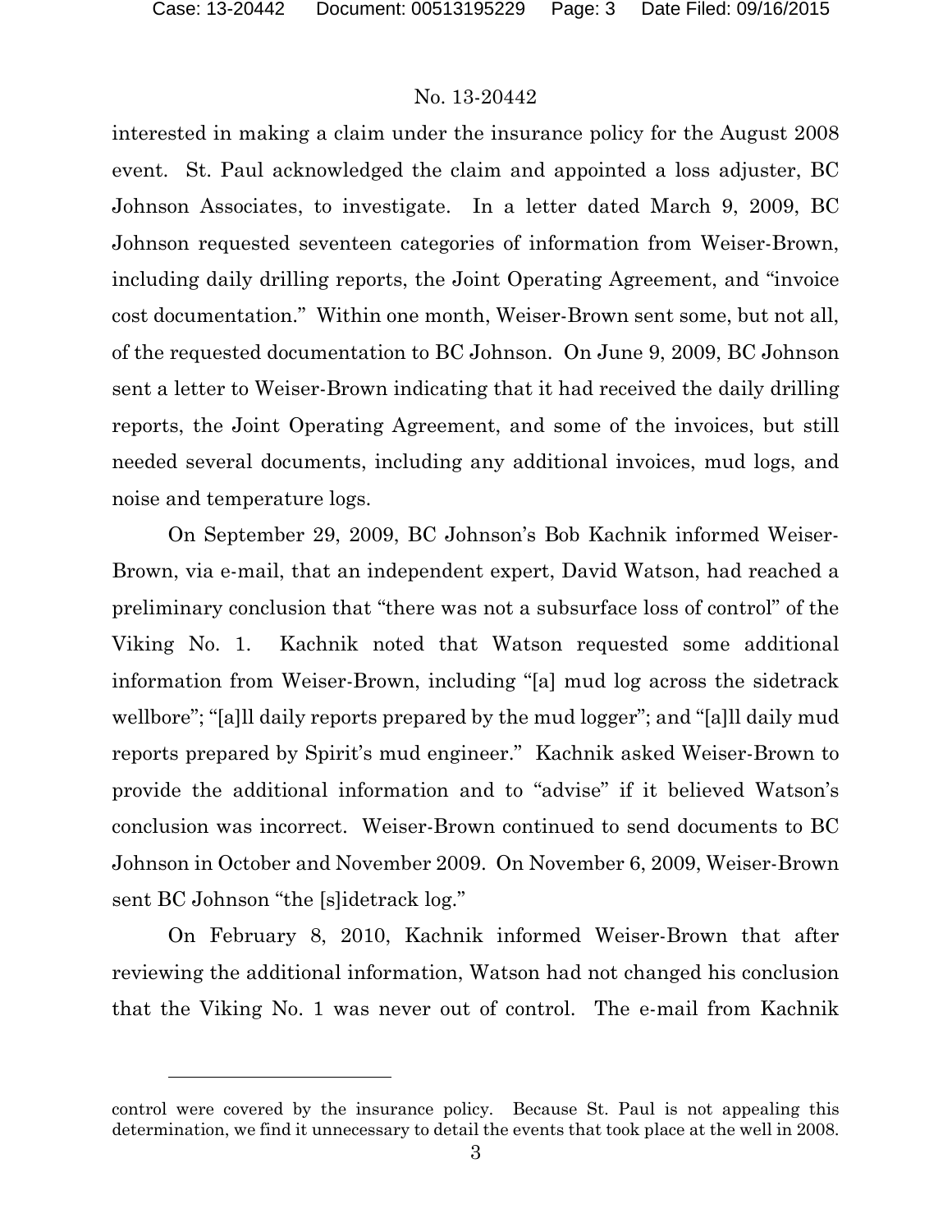interested in making a claim under the insurance policy for the August 2008 event. St. Paul acknowledged the claim and appointed a loss adjuster, BC Johnson Associates, to investigate. In a letter dated March 9, 2009, BC Johnson requested seventeen categories of information from Weiser-Brown, including daily drilling reports, the Joint Operating Agreement, and "invoice cost documentation." Within one month, Weiser-Brown sent some, but not all, of the requested documentation to BC Johnson. On June 9, 2009, BC Johnson sent a letter to Weiser-Brown indicating that it had received the daily drilling reports, the Joint Operating Agreement, and some of the invoices, but still needed several documents, including any additional invoices, mud logs, and noise and temperature logs.

On September 29, 2009, BC Johnson's Bob Kachnik informed Weiser-Brown, via e-mail, that an independent expert, David Watson, had reached a preliminary conclusion that "there was not a subsurface loss of control" of the Viking No. 1. Kachnik noted that Watson requested some additional information from Weiser-Brown, including "[a] mud log across the sidetrack wellbore"; "[a]ll daily reports prepared by the mud logger"; and "[a]ll daily mud reports prepared by Spirit's mud engineer." Kachnik asked Weiser-Brown to provide the additional information and to "advise" if it believed Watson's conclusion was incorrect. Weiser-Brown continued to send documents to BC Johnson in October and November 2009. On November 6, 2009, Weiser-Brown sent BC Johnson "the [s]idetrack log."

On February 8, 2010, Kachnik informed Weiser-Brown that after reviewing the additional information, Watson had not changed his conclusion that the Viking No. 1 was never out of control. The e-mail from Kachnik

---

control were covered by the insurance policy. Because St. Paul is not appealing this determination, we find it unnecessary to detail the events that took place at the well in 2008.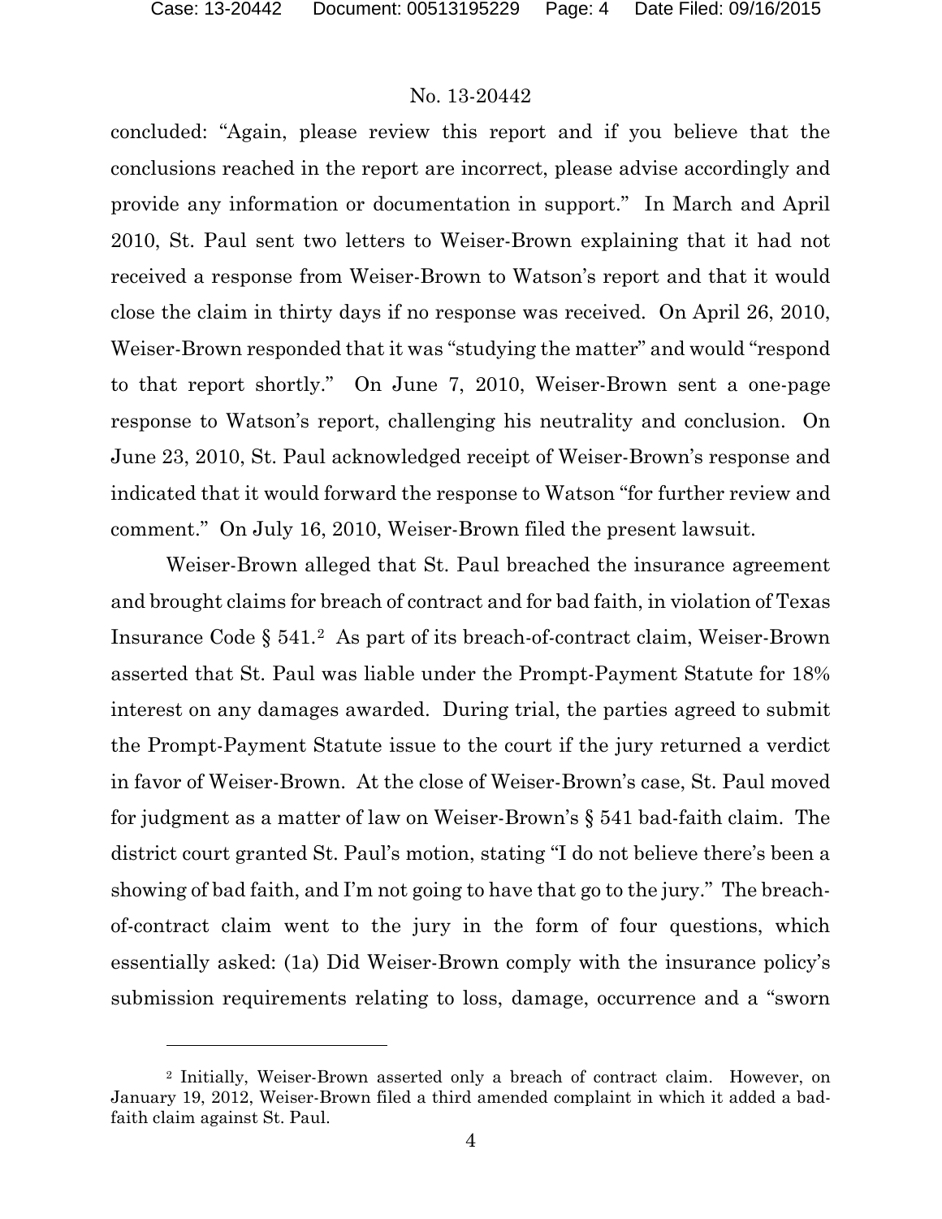concluded: "Again, please review this report and if you believe that the conclusions reached in the report are incorrect, please advise accordingly and provide any information or documentation in support." In March and April 2010, St. Paul sent two letters to Weiser-Brown explaining that it had not received a response from Weiser-Brown to Watson's report and that it would close the claim in thirty days if no response was received. On April 26, 2010, Weiser-Brown responded that it was "studying the matter" and would "respond to that report shortly." On June 7, 2010, Weiser-Brown sent a one-page response to Watson's report, challenging his neutrality and conclusion. On June 23, 2010, St. Paul acknowledged receipt of Weiser-Brown's response and indicated that it would forward the response to Watson "for further review and comment." On July 16, 2010, Weiser-Brown filed the present lawsuit.

Weiser-Brown alleged that St. Paul breached the insurance agreement and brought claims for breach of contract and for bad faith, in violation of Texas Insurance Code § 541.[2] As part of its breach-of-contract claim, Weiser-Brown asserted that St. Paul was liable under the Prompt-Payment Statute for 18% interest on any damages awarded. During trial, the parties agreed to submit the Prompt-Payment Statute issue to the court if the jury returned a verdict in favor of Weiser-Brown. At the close of Weiser-Brown's case, St. Paul moved for judgment as a matter of law on Weiser-Brown's § 541 bad-faith claim. The district court granted St. Paul's motion, stating "I do not believe there's been a showing of bad faith, and I'm not going to have that go to the jury." The breach-of-contract claim went to the jury in the form of four questions, which essentially asked: (1a) Did Weiser-Brown comply with the insurance policy's submission requirements relating to loss, damage, occurrence and a "sworn

[2] Initially, Weiser-Brown asserted only a breach of contract claim. However, on January 19, 2012, Weiser-Brown filed a third amended complaint in which it added a bad-faith claim against St. Paul.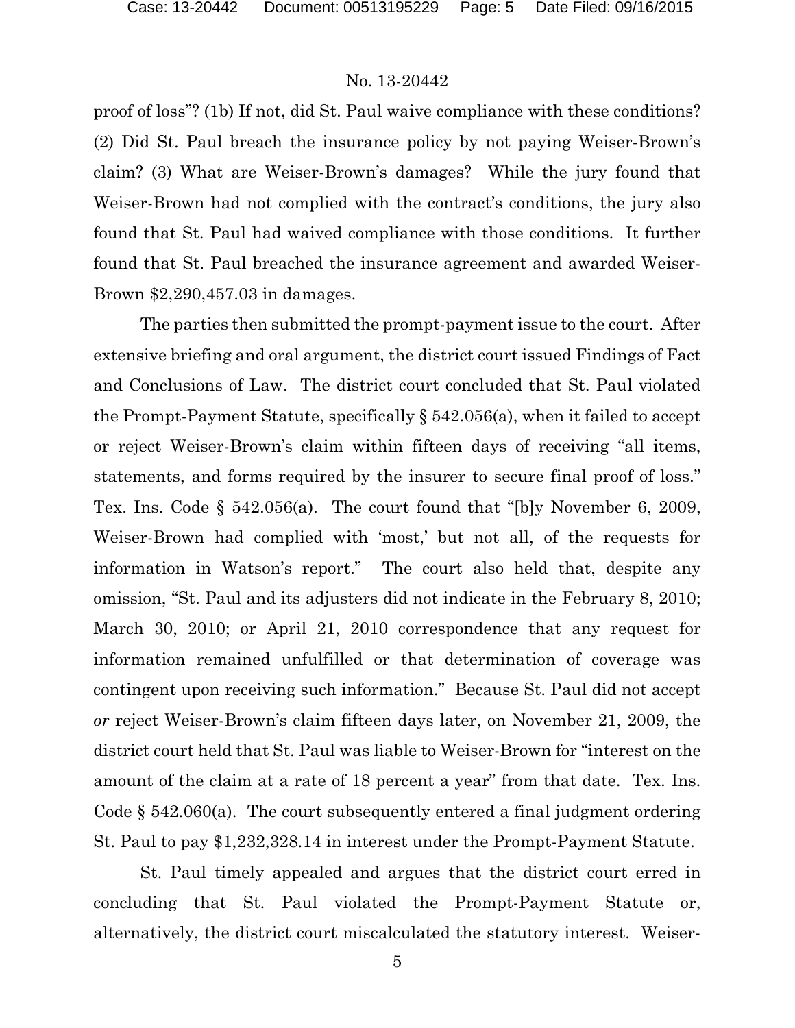proof of loss"? (1b) If not, did St. Paul waive compliance with these conditions? (2) Did St. Paul breach the insurance policy by not paying Weiser-Brown's claim? (3) What are Weiser-Brown's damages? While the jury found that Weiser-Brown had not complied with the contract's conditions, the jury also found that St. Paul had waived compliance with those conditions. It further found that St. Paul breached the insurance agreement and awarded Weiser-Brown $2,290,457.03 in damages.

The parties then submitted the prompt-payment issue to the court. After extensive briefing and oral argument, the district court issued Findings of Fact and Conclusions of Law. The district court concluded that St. Paul violated the Prompt-Payment Statute, specifically § 542.056(a), when it failed to accept or reject Weiser-Brown's claim within fifteen days of receiving "all items, statements, and forms required by the insurer to secure final proof of loss." Tex. Ins. Code § 542.056(a). The court found that "[b]y November 6, 2009, Weiser-Brown had complied with 'most,' but not all, of the requests for information in Watson's report." The court also held that, despite any omission, "St. Paul and its adjusters did not indicate in the February 8, 2010; March 30, 2010; or April 21, 2010 correspondence that any request for information remained unfulfilled or that determination of coverage was contingent upon receiving such information." Because St. Paul did not accept *or* reject Weiser-Brown's claim fifteen days later, on November 21, 2009, the district court held that St. Paul was liable to Weiser-Brown for "interest on the amount of the claim at a rate of 18 percent a year" from that date. Tex. Ins. Code § 542.060(a). The court subsequently entered a final judgment ordering St. Paul to pay $1,232,328.14 in interest under the Prompt-Payment Statute.

St. Paul timely appealed and argues that the district court erred in concluding that St. Paul violated the Prompt-Payment Statute or, alternatively, the district court miscalculated the statutory interest. Weiser-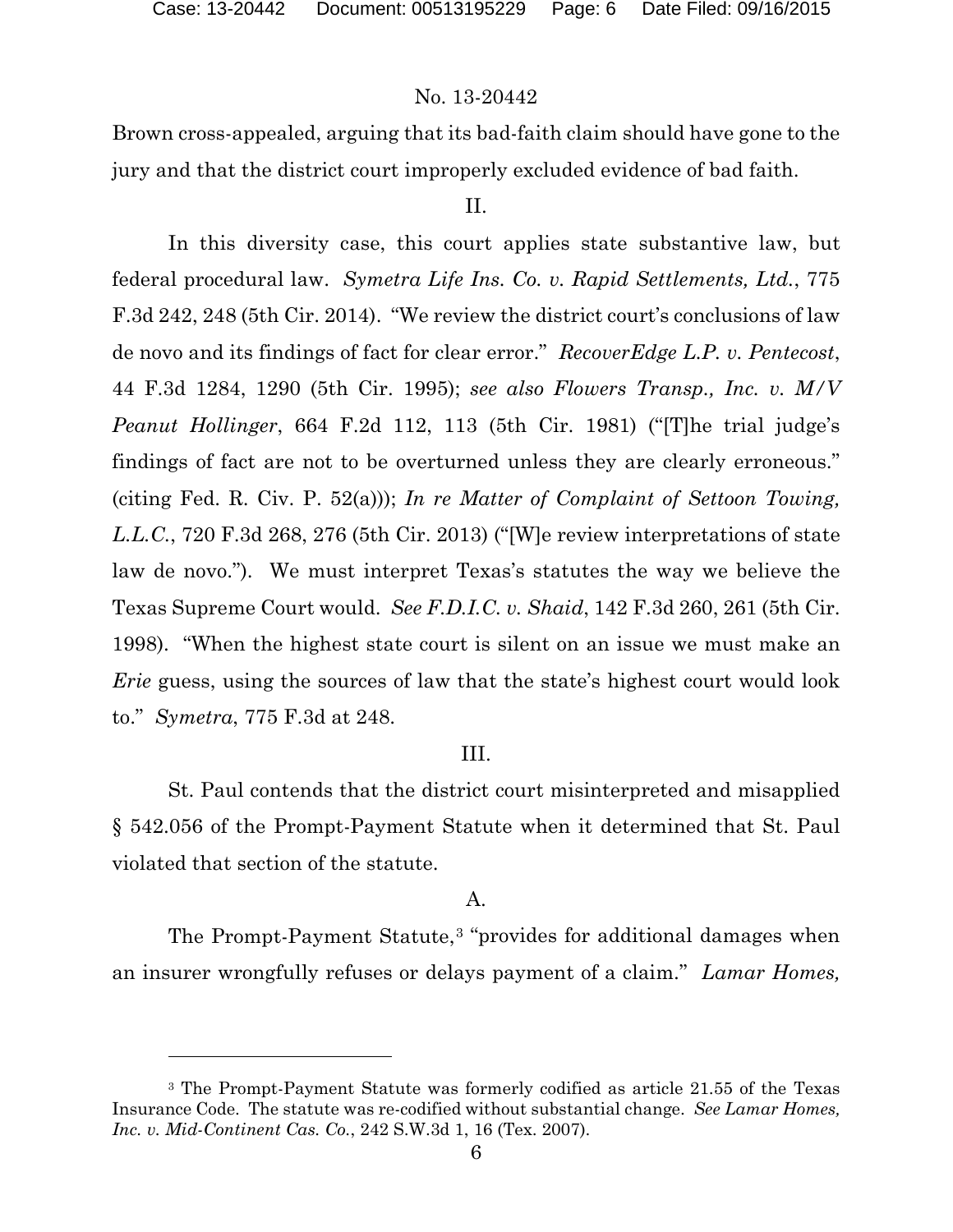Brown cross-appealed, arguing that its bad-faith claim should have gone to the jury and that the district court improperly excluded evidence of bad faith.

II.

In this diversity case, this court applies state substantive law, but federal procedural law. *Symetra Life Ins. Co. v. Rapid Settlements, Ltd.*, 775 F.3d 242, 248 (5th Cir. 2014). "We review the district court's conclusions of law de novo and its findings of fact for clear error." *RecoverEdge L.P. v. Pentecost*, 44 F.3d 1284, 1290 (5th Cir. 1995); *see also Flowers Transp., Inc. v. M/V Peanut Hollinger*, 664 F.2d 112, 113 (5th Cir. 1981) ("[T]he trial judge's findings of fact are not to be overturned unless they are clearly erroneous." (citing Fed. R. Civ. P. 52(a))); *In re Matter of Complaint of Settoon Towing, L.L.C.*, 720 F.3d 268, 276 (5th Cir. 2013) ("[W]e review interpretations of state law de novo."). We must interpret Texas's statutes the way we believe the Texas Supreme Court would. *See F.D.I.C. v. Shaid*, 142 F.3d 260, 261 (5th Cir. 1998). "When the highest state court is silent on an issue we must make an *Erie* guess, using the sources of law that the state's highest court would look to." *Symetra*, 775 F.3d at 248.

III.

St. Paul contends that the district court misinterpreted and misapplied § 542.056 of the Prompt-Payment Statute when it determined that St. Paul violated that section of the statute.

A.

The Prompt-Payment Statute,[3] "provides for additional damages when an insurer wrongfully refuses or delays payment of a claim." *Lamar Homes,*

---

[3] The Prompt-Payment Statute was formerly codified as article 21.55 of the Texas Insurance Code. The statute was re-codified without substantial change. *See Lamar Homes, Inc. v. Mid-Continent Cas. Co.*, 242 S.W.3d 1, 16 (Tex. 2007).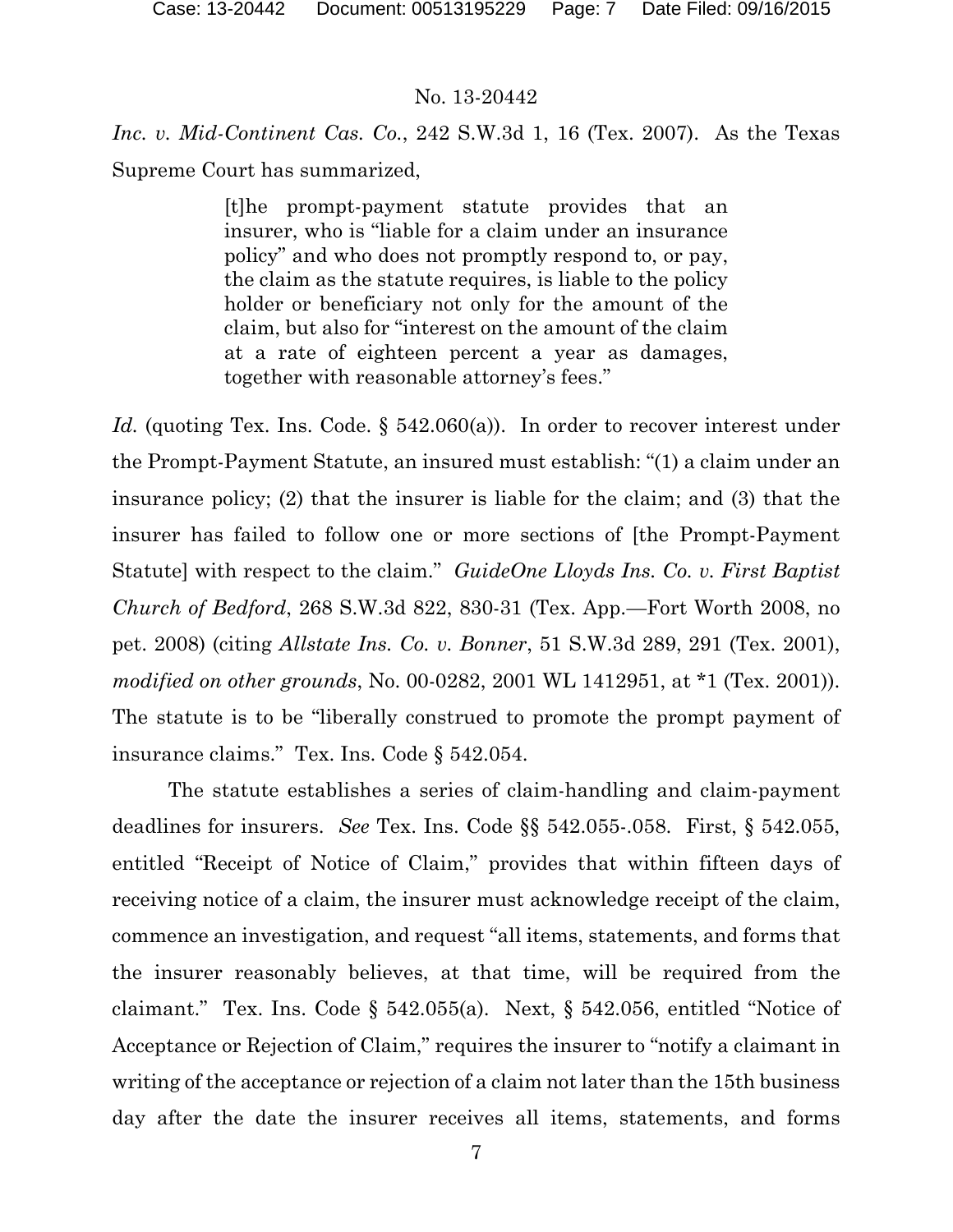*Inc. v. Mid-Continent Cas. Co.*, 242 S.W.3d 1, 16 (Tex. 2007). As the Texas Supreme Court has summarized,

> [t]he prompt-payment statute provides that an insurer, who is "liable for a claim under an insurance policy" and who does not promptly respond to, or pay, the claim as the statute requires, is liable to the policy holder or beneficiary not only for the amount of the claim, but also for "interest on the amount of the claim at a rate of eighteen percent a year as damages, together with reasonable attorney's fees."

*Id.* (quoting Tex. Ins. Code. § 542.060(a)). In order to recover interest under the Prompt-Payment Statute, an insured must establish: "(1) a claim under an insurance policy; (2) that the insurer is liable for the claim; and (3) that the insurer has failed to follow one or more sections of [the Prompt-Payment Statute] with respect to the claim." *GuideOne Lloyds Ins. Co. v. First Baptist Church of Bedford*, 268 S.W.3d 822, 830-31 (Tex. App.—Fort Worth 2008, no pet. 2008) (citing *Allstate Ins. Co. v. Bonner*, 51 S.W.3d 289, 291 (Tex. 2001), *modified on other grounds*, No. 00-0282, 2001 WL 1412951, at *1 (Tex. 2001)). The statute is to be "liberally construed to promote the prompt payment of insurance claims." Tex. Ins. Code § 542.054.

The statute establishes a series of claim-handling and claim-payment deadlines for insurers. *See* Tex. Ins. Code §§ 542.055-.058. First, § 542.055, entitled "Receipt of Notice of Claim," provides that within fifteen days of receiving notice of a claim, the insurer must acknowledge receipt of the claim, commence an investigation, and request "all items, statements, and forms that the insurer reasonably believes, at that time, will be required from the claimant." Tex. Ins. Code § 542.055(a). Next, § 542.056, entitled "Notice of Acceptance or Rejection of Claim," requires the insurer to "notify a claimant in writing of the acceptance or rejection of a claim not later than the 15th business day after the date the insurer receives all items, statements, and forms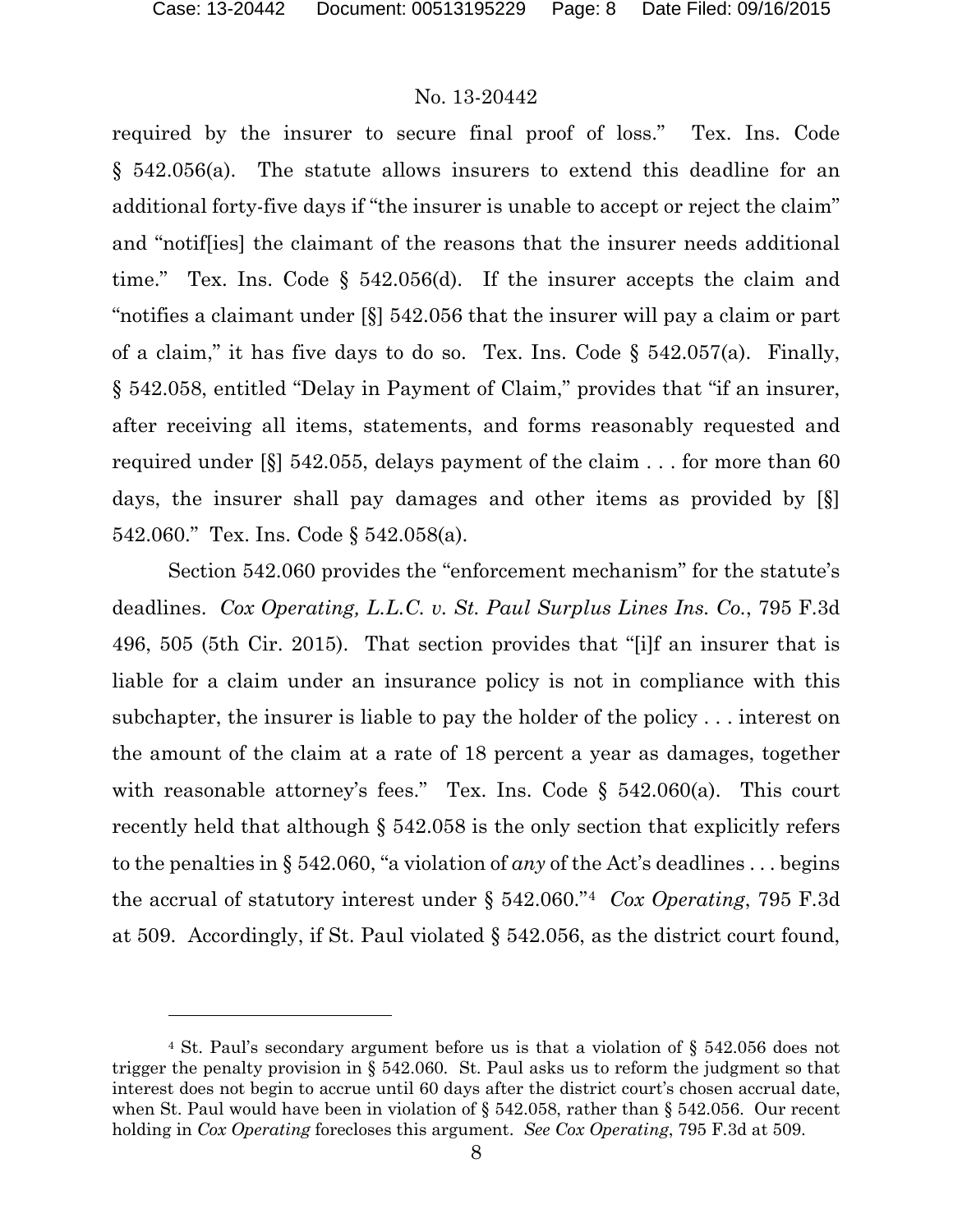required by the insurer to secure final proof of loss." Tex. Ins. Code § 542.056(a). The statute allows insurers to extend this deadline for an additional forty-five days if "the insurer is unable to accept or reject the claim" and "notif[ies] the claimant of the reasons that the insurer needs additional time." Tex. Ins. Code § 542.056(d). If the insurer accepts the claim and "notifies a claimant under [§] 542.056 that the insurer will pay a claim or part of a claim," it has five days to do so. Tex. Ins. Code § 542.057(a). Finally, § 542.058, entitled "Delay in Payment of Claim," provides that "if an insurer, after receiving all items, statements, and forms reasonably requested and required under [§] 542.055, delays payment of the claim . . . for more than 60 days, the insurer shall pay damages and other items as provided by [§] 542.060." Tex. Ins. Code § 542.058(a).

Section 542.060 provides the "enforcement mechanism" for the statute's deadlines. *Cox Operating, L.L.C. v. St. Paul Surplus Lines Ins. Co.*, 795 F.3d 496, 505 (5th Cir. 2015). That section provides that "[i]f an insurer that is liable for a claim under an insurance policy is not in compliance with this subchapter, the insurer is liable to pay the holder of the policy . . . interest on the amount of the claim at a rate of 18 percent a year as damages, together with reasonable attorney's fees." Tex. Ins. Code § 542.060(a). This court recently held that although § 542.058 is the only section that explicitly refers to the penalties in § 542.060, "a violation of *any* of the Act's deadlines . . . begins the accrual of statutory interest under § 542.060."[4] *Cox Operating*, 795 F.3d at 509. Accordingly, if St. Paul violated § 542.056, as the district court found,

---

[4] St. Paul's secondary argument before us is that a violation of § 542.056 does not trigger the penalty provision in § 542.060. St. Paul asks us to reform the judgment so that interest does not begin to accrue until 60 days after the district court's chosen accrual date, when St. Paul would have been in violation of § 542.058, rather than § 542.056. Our recent holding in *Cox Operating* forecloses this argument. *See Cox Operating*, 795 F.3d at 509.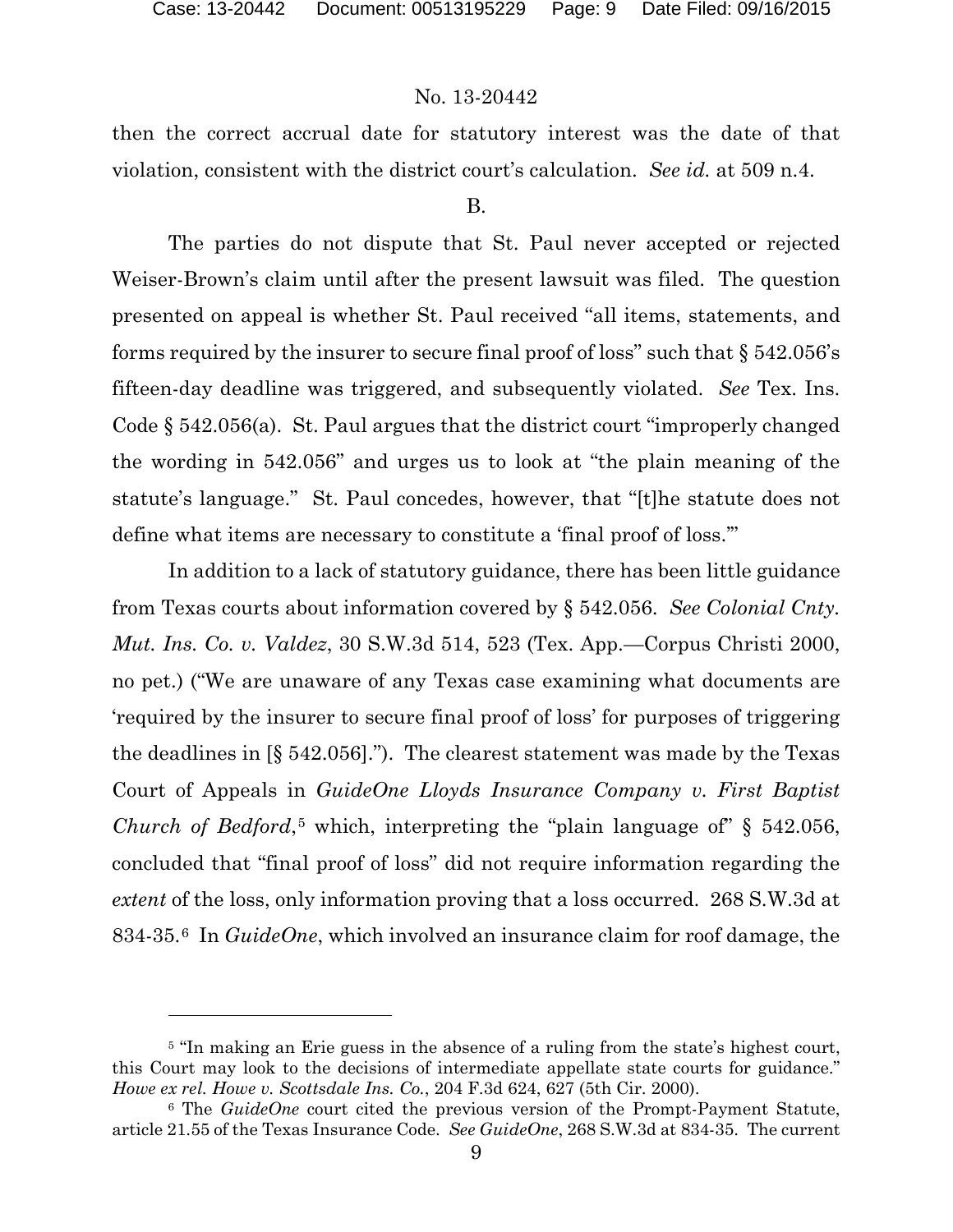then the correct accrual date for statutory interest was the date of that violation, consistent with the district court's calculation. *See id.* at 509 n.4.

B.

The parties do not dispute that St. Paul never accepted or rejected Weiser-Brown's claim until after the present lawsuit was filed. The question presented on appeal is whether St. Paul received "all items, statements, and forms required by the insurer to secure final proof of loss" such that § 542.056's fifteen-day deadline was triggered, and subsequently violated. *See* Tex. Ins. Code § 542.056(a). St. Paul argues that the district court "improperly changed the wording in 542.056" and urges us to look at "the plain meaning of the statute's language." St. Paul concedes, however, that "[t]he statute does not define what items are necessary to constitute a 'final proof of loss.'"

In addition to a lack of statutory guidance, there has been little guidance from Texas courts about information covered by § 542.056. *See Colonial Cnty. Mut. Ins. Co. v. Valdez*, 30 S.W.3d 514, 523 (Tex. App.—Corpus Christi 2000, no pet.) ("We are unaware of any Texas case examining what documents are 'required by the insurer to secure final proof of loss' for purposes of triggering the deadlines in [§ 542.056]."). The clearest statement was made by the Texas Court of Appeals in *GuideOne Lloyds Insurance Company v. First Baptist Church of Bedford*,[5] which, interpreting the "plain language of" § 542.056, concluded that "final proof of loss" did not require information regarding the *extent* of the loss, only information proving that a loss occurred. 268 S.W.3d at 834-35.[6] In *GuideOne*, which involved an insurance claim for roof damage, the

---

[5] "In making an Erie guess in the absence of a ruling from the state's highest court, this Court may look to the decisions of intermediate appellate state courts for guidance." *Howe ex rel. Howe v. Scottsdale Ins. Co.*, 204 F.3d 624, 627 (5th Cir. 2000).

[6] The *GuideOne* court cited the previous version of the Prompt-Payment Statute, article 21.55 of the Texas Insurance Code. *See GuideOne*, 268 S.W.3d at 834-35. The current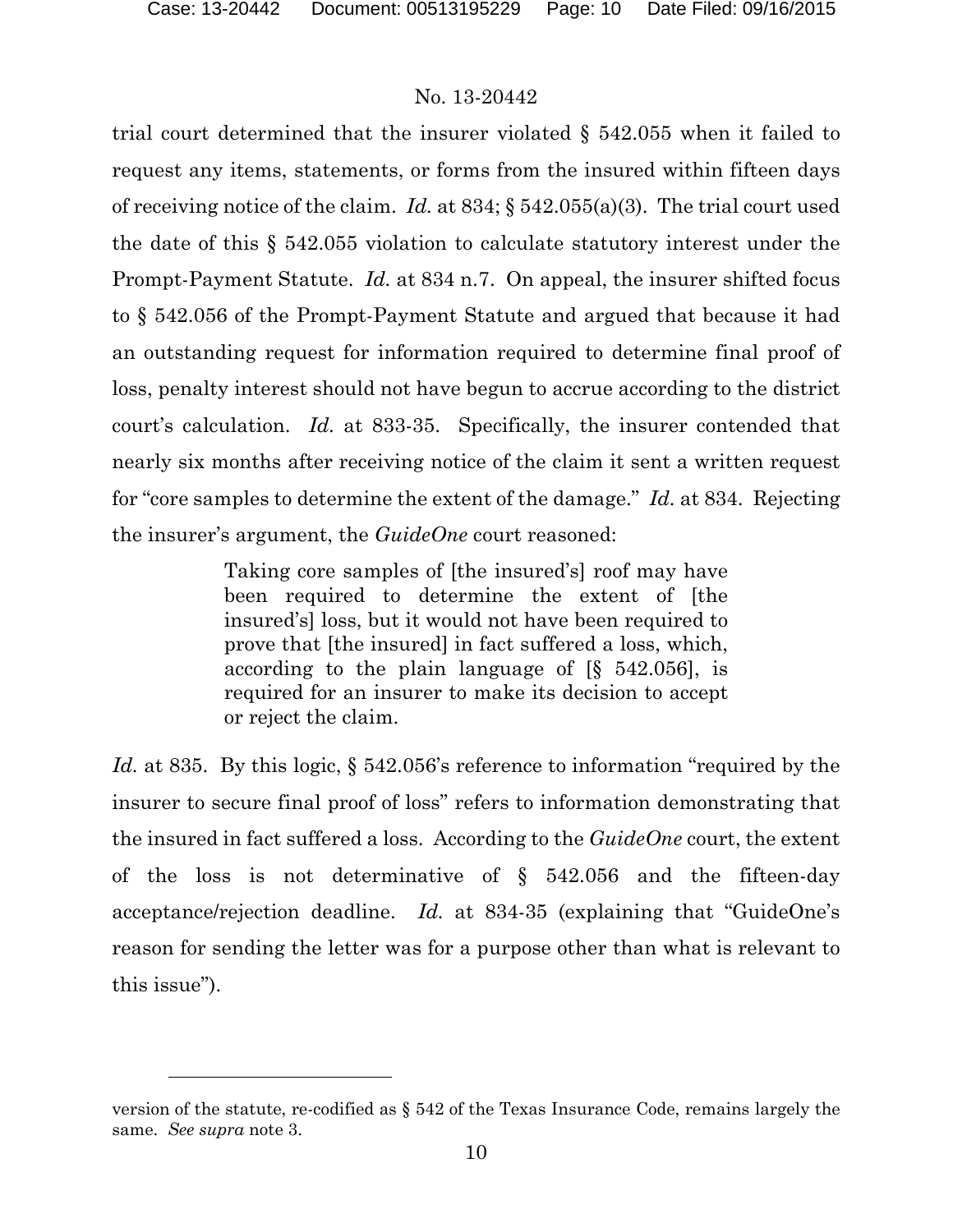trial court determined that the insurer violated § 542.055 when it failed to request any items, statements, or forms from the insured within fifteen days of receiving notice of the claim. *Id.* at 834; § 542.055(a)(3). The trial court used the date of this § 542.055 violation to calculate statutory interest under the Prompt-Payment Statute. *Id.* at 834 n.7. On appeal, the insurer shifted focus to § 542.056 of the Prompt-Payment Statute and argued that because it had an outstanding request for information required to determine final proof of loss, penalty interest should not have begun to accrue according to the district court's calculation. *Id.* at 833-35. Specifically, the insurer contended that nearly six months after receiving notice of the claim it sent a written request for "core samples to determine the extent of the damage." *Id.* at 834. Rejecting the insurer's argument, the *GuideOne* court reasoned:

> Taking core samples of [the insured's] roof may have been required to determine the extent of [the insured's] loss, but it would not have been required to prove that [the insured] in fact suffered a loss, which, according to the plain language of [§ 542.056], is required for an insurer to make its decision to accept or reject the claim.

*Id.* at 835. By this logic, § 542.056's reference to information "required by the insurer to secure final proof of loss" refers to information demonstrating that the insured in fact suffered a loss. According to the *GuideOne* court, the extent of the loss is not determinative of § 542.056 and the fifteen-day acceptance/rejection deadline. *Id.* at 834-35 (explaining that "GuideOne's reason for sending the letter was for a purpose other than what is relevant to this issue").

---

version of the statute, re-codified as § 542 of the Texas Insurance Code, remains largely the same. *See supra* note 3.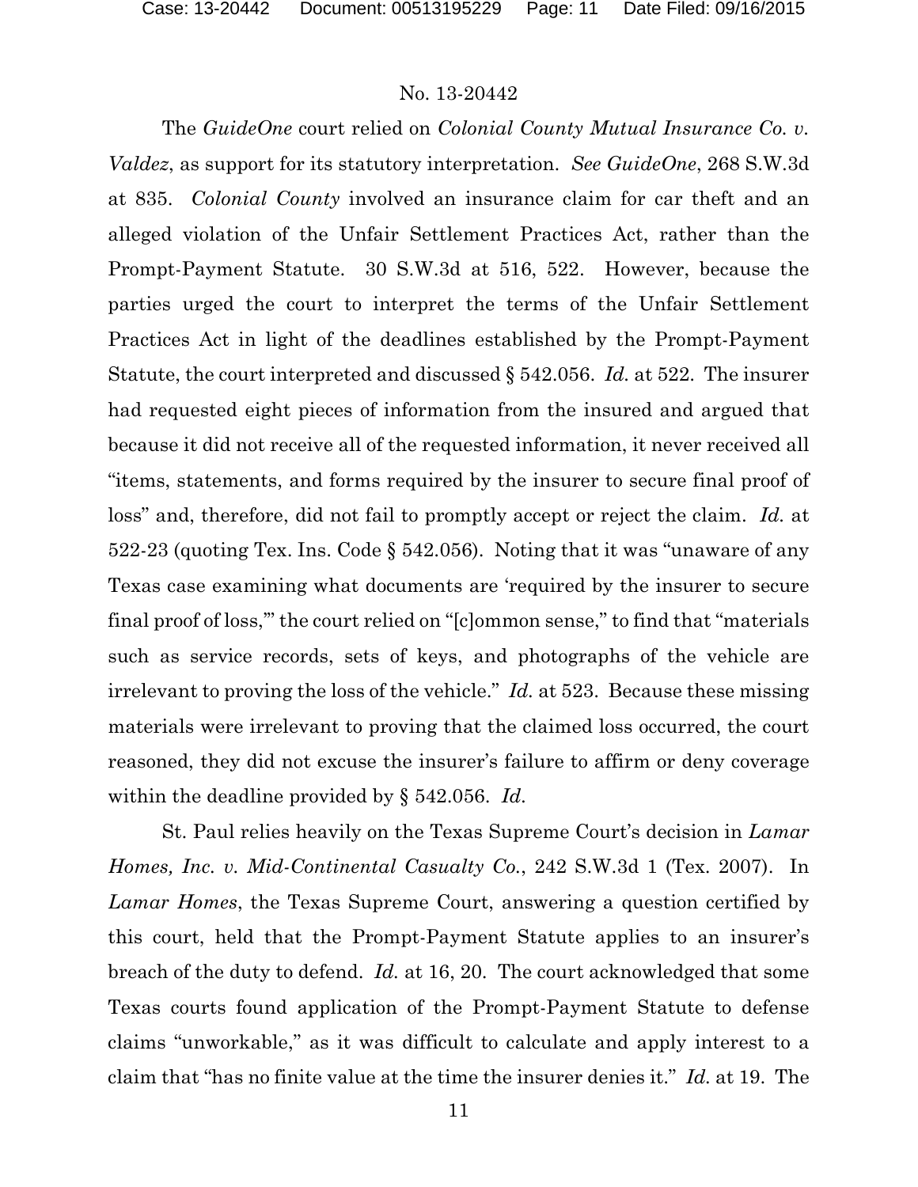The *GuideOne* court relied on *Colonial County Mutual Insurance Co. v. Valdez*, as support for its statutory interpretation. *See GuideOne*, 268 S.W.3d at 835. *Colonial County* involved an insurance claim for car theft and an alleged violation of the Unfair Settlement Practices Act, rather than the Prompt-Payment Statute. 30 S.W.3d at 516, 522. However, because the parties urged the court to interpret the terms of the Unfair Settlement Practices Act in light of the deadlines established by the Prompt-Payment Statute, the court interpreted and discussed § 542.056. *Id.* at 522. The insurer had requested eight pieces of information from the insured and argued that because it did not receive all of the requested information, it never received all "items, statements, and forms required by the insurer to secure final proof of loss" and, therefore, did not fail to promptly accept or reject the claim. *Id.* at 522-23 (quoting Tex. Ins. Code § 542.056). Noting that it was "unaware of any Texas case examining what documents are 'required by the insurer to secure final proof of loss,'" the court relied on "[c]ommon sense," to find that "materials such as service records, sets of keys, and photographs of the vehicle are irrelevant to proving the loss of the vehicle." *Id.* at 523. Because these missing materials were irrelevant to proving that the claimed loss occurred, the court reasoned, they did not excuse the insurer's failure to affirm or deny coverage within the deadline provided by § 542.056. *Id.*

St. Paul relies heavily on the Texas Supreme Court's decision in *Lamar Homes, Inc. v. Mid-Continental Casualty Co.*, 242 S.W.3d 1 (Tex. 2007). In *Lamar Homes*, the Texas Supreme Court, answering a question certified by this court, held that the Prompt-Payment Statute applies to an insurer's breach of the duty to defend. *Id.* at 16, 20. The court acknowledged that some Texas courts found application of the Prompt-Payment Statute to defense claims "unworkable," as it was difficult to calculate and apply interest to a claim that "has no finite value at the time the insurer denies it." *Id.* at 19. The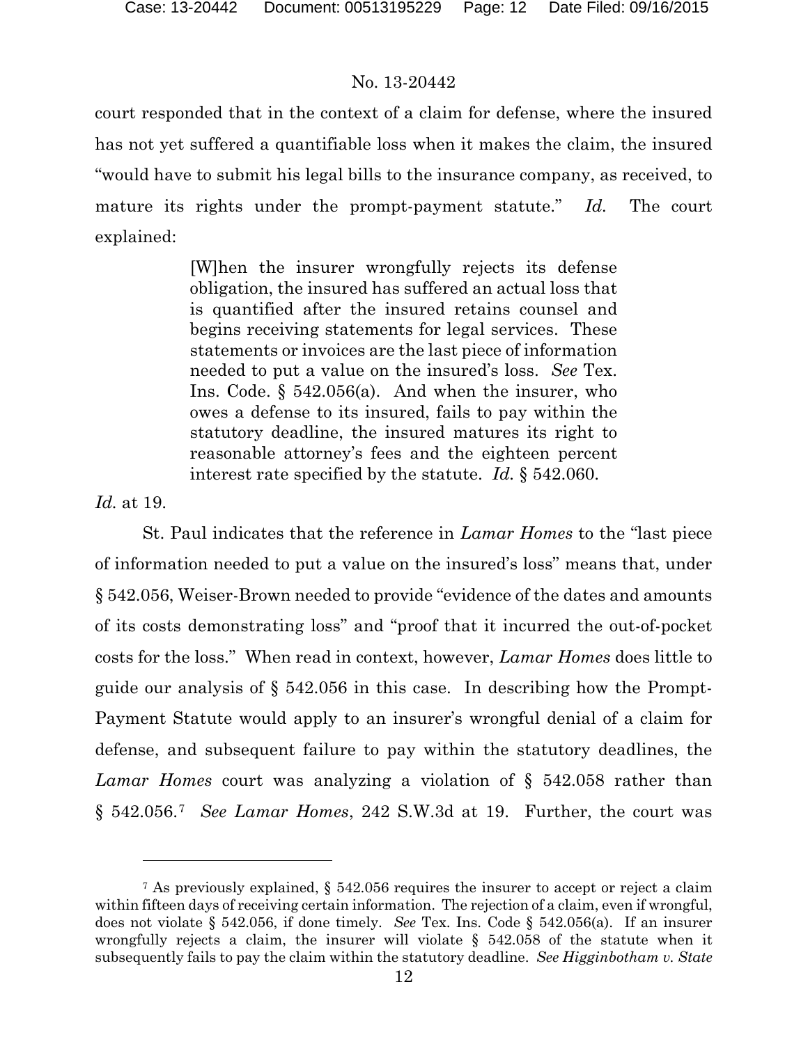court responded that in the context of a claim for defense, where the insured has not yet suffered a quantifiable loss when it makes the claim, the insured "would have to submit his legal bills to the insurance company, as received, to mature its rights under the prompt-payment statute." *Id.* The court explained:

> [W]hen the insurer wrongfully rejects its defense obligation, the insured has suffered an actual loss that is quantified after the insured retains counsel and begins receiving statements for legal services. These statements or invoices are the last piece of information needed to put a value on the insured's loss. *See* Tex. Ins. Code. § 542.056(a). And when the insurer, who owes a defense to its insured, fails to pay within the statutory deadline, the insured matures its right to reasonable attorney's fees and the eighteen percent interest rate specified by the statute. *Id.* § 542.060.

*Id.* at 19.

St. Paul indicates that the reference in *Lamar Homes* to the "last piece of information needed to put a value on the insured's loss" means that, under § 542.056, Weiser-Brown needed to provide "evidence of the dates and amounts of its costs demonstrating loss" and "proof that it incurred the out-of-pocket costs for the loss." When read in context, however, *Lamar Homes* does little to guide our analysis of § 542.056 in this case. In describing how the Prompt-Payment Statute would apply to an insurer's wrongful denial of a claim for defense, and subsequent failure to pay within the statutory deadlines, the *Lamar Homes* court was analyzing a violation of § 542.058 rather than § 542.056.[7] *See Lamar Homes*, 242 S.W.3d at 19. Further, the court was

---

[7] As previously explained, § 542.056 requires the insurer to accept or reject a claim within fifteen days of receiving certain information. The rejection of a claim, even if wrongful, does not violate § 542.056, if done timely. *See* Tex. Ins. Code § 542.056(a). If an insurer wrongfully rejects a claim, the insurer will violate § 542.058 of the statute when it subsequently fails to pay the claim within the statutory deadline. *See Higginbotham v. State*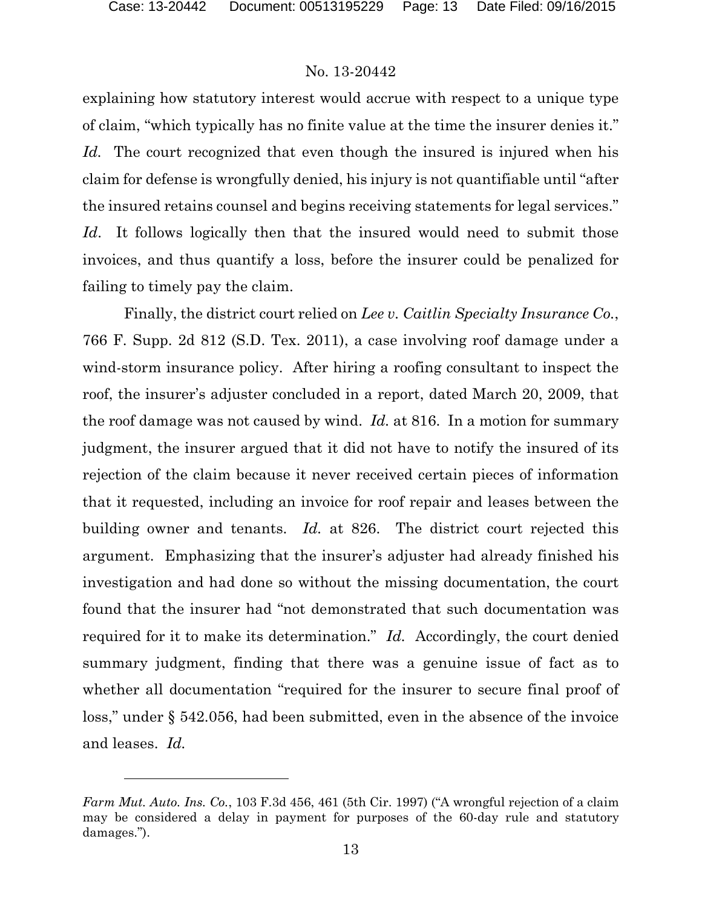explaining how statutory interest would accrue with respect to a unique type of claim, "which typically has no finite value at the time the insurer denies it." *Id.* The court recognized that even though the insured is injured when his claim for defense is wrongfully denied, his injury is not quantifiable until "after the insured retains counsel and begins receiving statements for legal services." *Id*. It follows logically then that the insured would need to submit those invoices, and thus quantify a loss, before the insurer could be penalized for failing to timely pay the claim.

Finally, the district court relied on *Lee v. Caitlin Specialty Insurance Co.*, 766 F. Supp. 2d 812 (S.D. Tex. 2011), a case involving roof damage under a wind-storm insurance policy. After hiring a roofing consultant to inspect the roof, the insurer's adjuster concluded in a report, dated March 20, 2009, that the roof damage was not caused by wind. *Id.* at 816. In a motion for summary judgment, the insurer argued that it did not have to notify the insured of its rejection of the claim because it never received certain pieces of information that it requested, including an invoice for roof repair and leases between the building owner and tenants. *Id.* at 826. The district court rejected this argument. Emphasizing that the insurer's adjuster had already finished his investigation and had done so without the missing documentation, the court found that the insurer had "not demonstrated that such documentation was required for it to make its determination." *Id.* Accordingly, the court denied summary judgment, finding that there was a genuine issue of fact as to whether all documentation "required for the insurer to secure final proof of loss," under § 542.056, had been submitted, even in the absence of the invoice and leases. *Id.*

---

*Farm Mut. Auto. Ins. Co.*, 103 F.3d 456, 461 (5th Cir. 1997) ("A wrongful rejection of a claim may be considered a delay in payment for purposes of the 60-day rule and statutory damages.").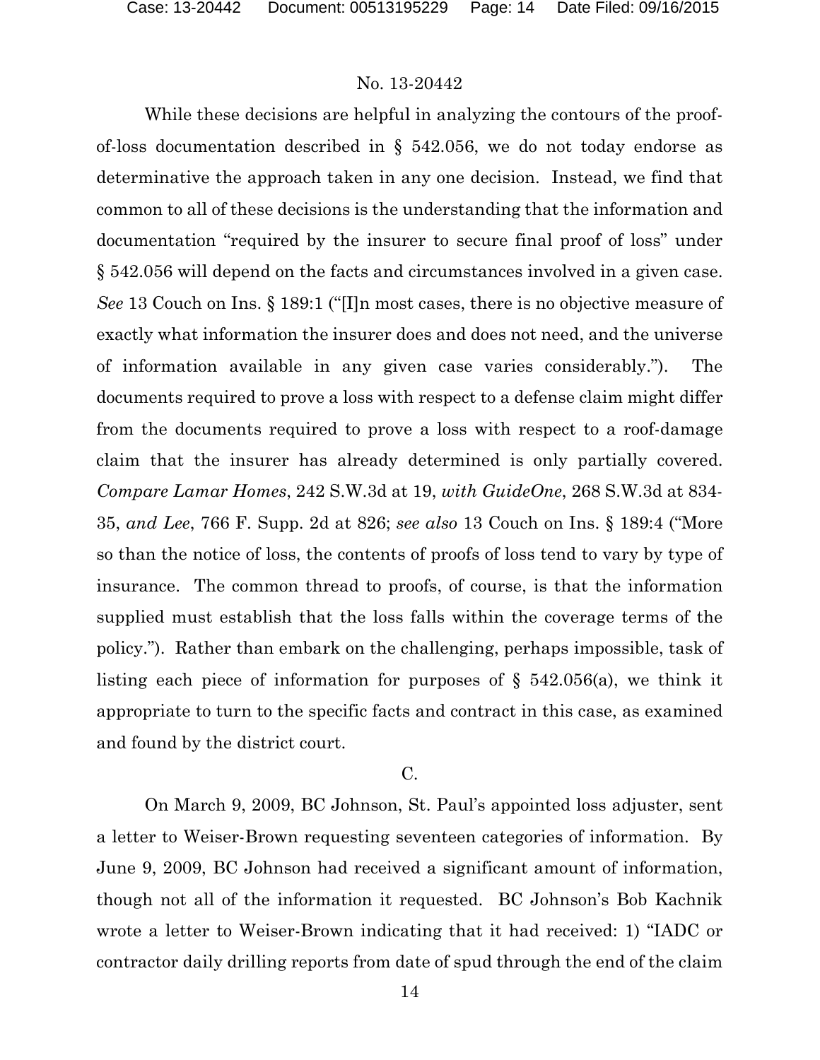While these decisions are helpful in analyzing the contours of the proof-of-loss documentation described in § 542.056, we do not today endorse as determinative the approach taken in any one decision. Instead, we find that common to all of these decisions is the understanding that the information and documentation "required by the insurer to secure final proof of loss" under § 542.056 will depend on the facts and circumstances involved in a given case. *See* 13 Couch on Ins. § 189:1 ("[I]n most cases, there is no objective measure of exactly what information the insurer does and does not need, and the universe of information available in any given case varies considerably."). The documents required to prove a loss with respect to a defense claim might differ from the documents required to prove a loss with respect to a roof-damage claim that the insurer has already determined is only partially covered. *Compare Lamar Homes*, 242 S.W.3d at 19, *with GuideOne*, 268 S.W.3d at 834-35, *and Lee*, 766 F. Supp. 2d at 826; *see also* 13 Couch on Ins. § 189:4 ("More so than the notice of loss, the contents of proofs of loss tend to vary by type of insurance. The common thread to proofs, of course, is that the information supplied must establish that the loss falls within the coverage terms of the policy."). Rather than embark on the challenging, perhaps impossible, task of listing each piece of information for purposes of § 542.056(a), we think it appropriate to turn to the specific facts and contract in this case, as examined and found by the district court.

C.

On March 9, 2009, BC Johnson, St. Paul's appointed loss adjuster, sent a letter to Weiser-Brown requesting seventeen categories of information. By June 9, 2009, BC Johnson had received a significant amount of information, though not all of the information it requested. BC Johnson's Bob Kachnik wrote a letter to Weiser-Brown indicating that it had received: 1) "IADC or contractor daily drilling reports from date of spud through the end of the claim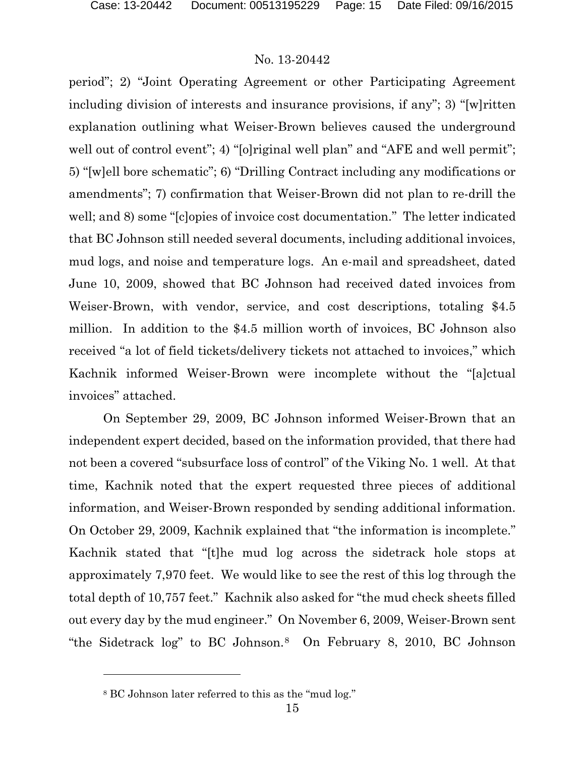period"; 2) "Joint Operating Agreement or other Participating Agreement including division of interests and insurance provisions, if any"; 3) "[w]ritten explanation outlining what Weiser-Brown believes caused the underground well out of control event"; 4) "[o]riginal well plan" and "AFE and well permit"; 5) "[w]ell bore schematic"; 6) "Drilling Contract including any modifications or amendments"; 7) confirmation that Weiser-Brown did not plan to re-drill the well; and 8) some "[c]opies of invoice cost documentation." The letter indicated that BC Johnson still needed several documents, including additional invoices, mud logs, and noise and temperature logs. An e-mail and spreadsheet, dated June 10, 2009, showed that BC Johnson had received dated invoices from Weiser-Brown, with vendor, service, and cost descriptions, totaling $4.5 million. In addition to the $4.5 million worth of invoices, BC Johnson also received "a lot of field tickets/delivery tickets not attached to invoices," which Kachnik informed Weiser-Brown were incomplete without the "[a]ctual invoices" attached.

On September 29, 2009, BC Johnson informed Weiser-Brown that an independent expert decided, based on the information provided, that there had not been a covered "subsurface loss of control" of the Viking No. 1 well. At that time, Kachnik noted that the expert requested three pieces of additional information, and Weiser-Brown responded by sending additional information. On October 29, 2009, Kachnik explained that "the information is incomplete." Kachnik stated that "[t]he mud log across the sidetrack hole stops at approximately 7,970 feet. We would like to see the rest of this log through the total depth of 10,757 feet." Kachnik also asked for "the mud check sheets filled out every day by the mud engineer." On November 6, 2009, Weiser-Brown sent "the Sidetrack log" to BC Johnson.[8] On February 8, 2010, BC Johnson

[8] BC Johnson later referred to this as the "mud log."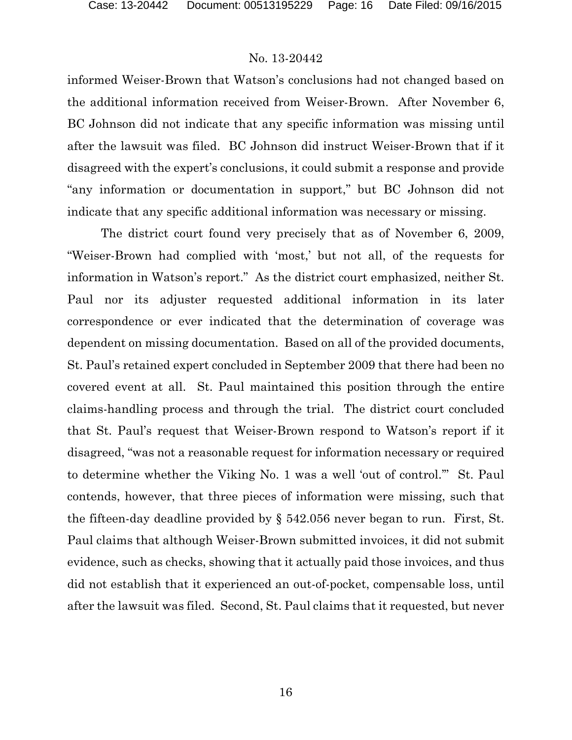informed Weiser-Brown that Watson's conclusions had not changed based on the additional information received from Weiser-Brown. After November 6, BC Johnson did not indicate that any specific information was missing until after the lawsuit was filed. BC Johnson did instruct Weiser-Brown that if it disagreed with the expert's conclusions, it could submit a response and provide "any information or documentation in support," but BC Johnson did not indicate that any specific additional information was necessary or missing.

The district court found very precisely that as of November 6, 2009, "Weiser-Brown had complied with 'most,' but not all, of the requests for information in Watson's report." As the district court emphasized, neither St. Paul nor its adjuster requested additional information in its later correspondence or ever indicated that the determination of coverage was dependent on missing documentation. Based on all of the provided documents, St. Paul's retained expert concluded in September 2009 that there had been no covered event at all. St. Paul maintained this position through the entire claims-handling process and through the trial. The district court concluded that St. Paul's request that Weiser-Brown respond to Watson's report if it disagreed, "was not a reasonable request for information necessary or required to determine whether the Viking No. 1 was a well 'out of control.'" St. Paul contends, however, that three pieces of information were missing, such that the fifteen-day deadline provided by § 542.056 never began to run. First, St. Paul claims that although Weiser-Brown submitted invoices, it did not submit evidence, such as checks, showing that it actually paid those invoices, and thus did not establish that it experienced an out-of-pocket, compensable loss, until after the lawsuit was filed. Second, St. Paul claims that it requested, but never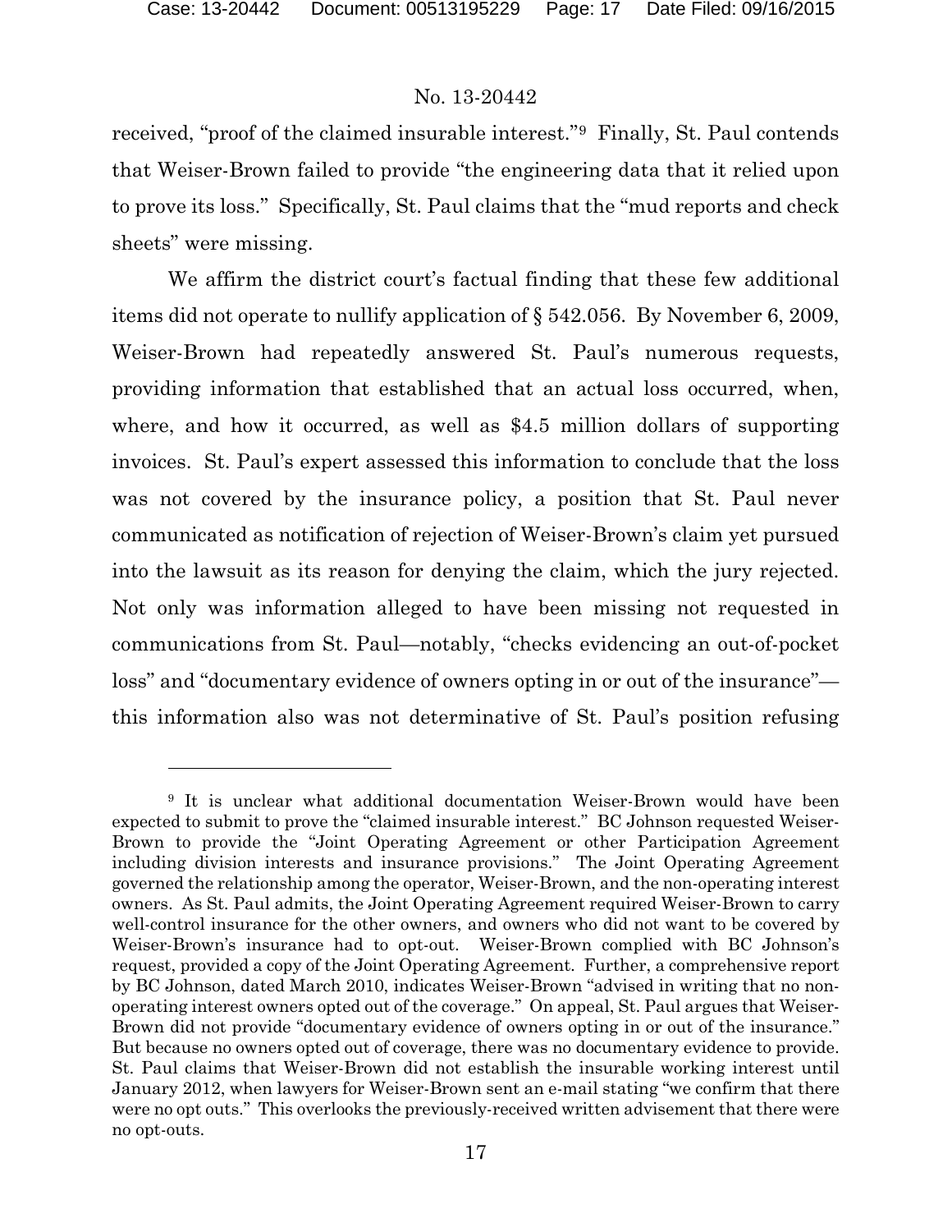received, "proof of the claimed insurable interest."[9] Finally, St. Paul contends that Weiser-Brown failed to provide "the engineering data that it relied upon to prove its loss." Specifically, St. Paul claims that the "mud reports and check sheets" were missing.

We affirm the district court's factual finding that these few additional items did not operate to nullify application of § 542.056. By November 6, 2009, Weiser-Brown had repeatedly answered St. Paul's numerous requests, providing information that established that an actual loss occurred, when, where, and how it occurred, as well as $4.5 million dollars of supporting invoices. St. Paul's expert assessed this information to conclude that the loss was not covered by the insurance policy, a position that St. Paul never communicated as notification of rejection of Weiser-Brown's claim yet pursued into the lawsuit as its reason for denying the claim, which the jury rejected. Not only was information alleged to have been missing not requested in communications from St. Paul—notably, "checks evidencing an out-of-pocket loss" and "documentary evidence of owners opting in or out of the insurance"—this information also was not determinative of St. Paul's position refusing

---

[9] It is unclear what additional documentation Weiser-Brown would have been expected to submit to prove the "claimed insurable interest." BC Johnson requested Weiser-Brown to provide the "Joint Operating Agreement or other Participation Agreement including division interests and insurance provisions." The Joint Operating Agreement governed the relationship among the operator, Weiser-Brown, and the non-operating interest owners. As St. Paul admits, the Joint Operating Agreement required Weiser-Brown to carry well-control insurance for the other owners, and owners who did not want to be covered by Weiser-Brown's insurance had to opt-out. Weiser-Brown complied with BC Johnson's request, provided a copy of the Joint Operating Agreement. Further, a comprehensive report by BC Johnson, dated March 2010, indicates Weiser-Brown "advised in writing that no non-operating interest owners opted out of the coverage." On appeal, St. Paul argues that Weiser-Brown did not provide "documentary evidence of owners opting in or out of the insurance." But because no owners opted out of coverage, there was no documentary evidence to provide. St. Paul claims that Weiser-Brown did not establish the insurable working interest until January 2012, when lawyers for Weiser-Brown sent an e-mail stating "we confirm that there were no opt outs." This overlooks the previously-received written advisement that there were no opt-outs.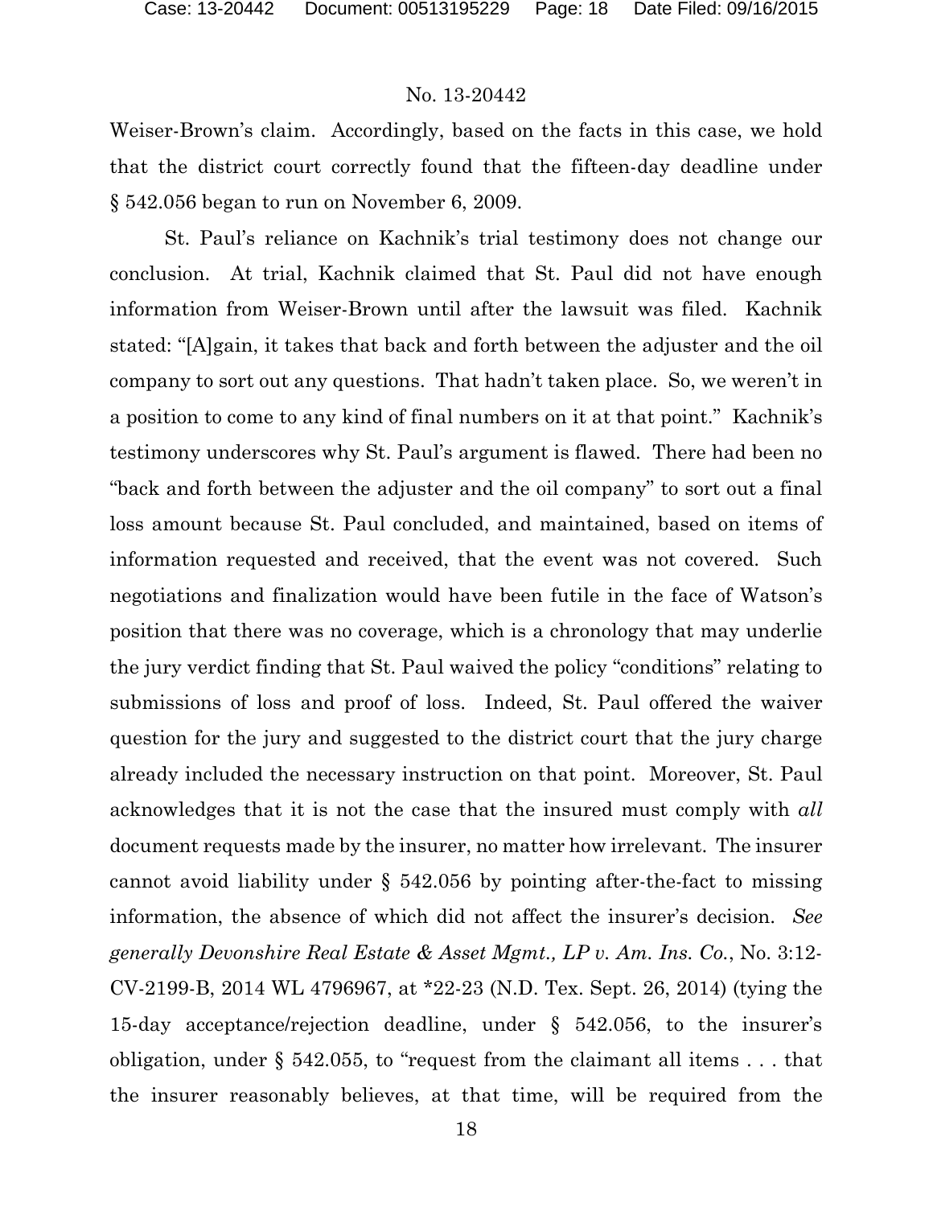Weiser-Brown's claim. Accordingly, based on the facts in this case, we hold that the district court correctly found that the fifteen-day deadline under § 542.056 began to run on November 6, 2009.

St. Paul's reliance on Kachnik's trial testimony does not change our conclusion. At trial, Kachnik claimed that St. Paul did not have enough information from Weiser-Brown until after the lawsuit was filed. Kachnik stated: "[A]gain, it takes that back and forth between the adjuster and the oil company to sort out any questions. That hadn't taken place. So, we weren't in a position to come to any kind of final numbers on it at that point." Kachnik's testimony underscores why St. Paul's argument is flawed. There had been no "back and forth between the adjuster and the oil company" to sort out a final loss amount because St. Paul concluded, and maintained, based on items of information requested and received, that the event was not covered. Such negotiations and finalization would have been futile in the face of Watson's position that there was no coverage, which is a chronology that may underlie the jury verdict finding that St. Paul waived the policy "conditions" relating to submissions of loss and proof of loss. Indeed, St. Paul offered the waiver question for the jury and suggested to the district court that the jury charge already included the necessary instruction on that point. Moreover, St. Paul acknowledges that it is not the case that the insured must comply with *all* document requests made by the insurer, no matter how irrelevant. The insurer cannot avoid liability under § 542.056 by pointing after-the-fact to missing information, the absence of which did not affect the insurer's decision. *See generally Devonshire Real Estate & Asset Mgmt., LP v. Am. Ins. Co.*, No. 3:12-CV-2199-B, 2014 WL 4796967, at *22-23 (N.D. Tex. Sept. 26, 2014) (tying the 15-day acceptance/rejection deadline, under § 542.056, to the insurer's obligation, under § 542.055, to "request from the claimant all items . . . that the insurer reasonably believes, at that time, will be required from the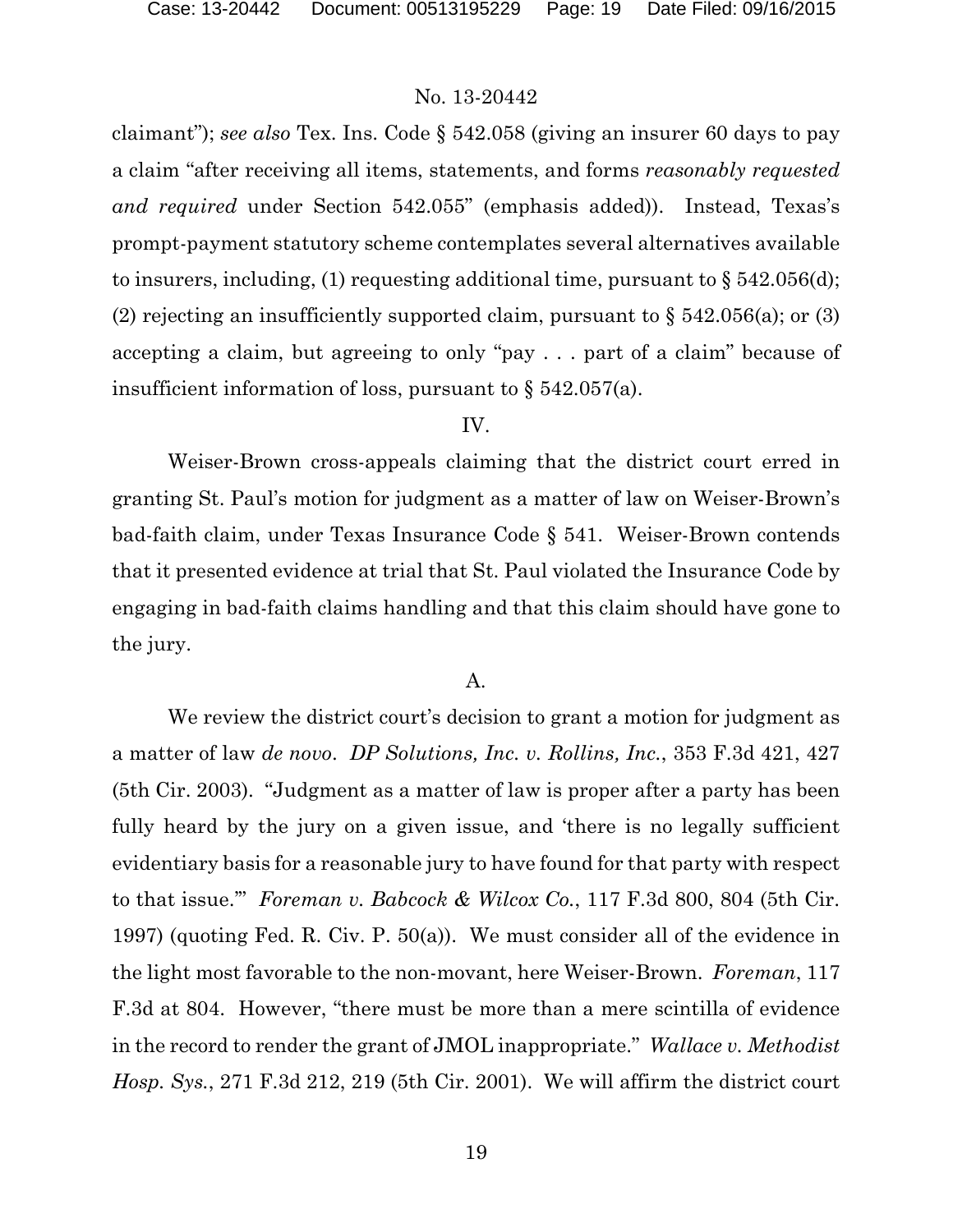claimant"); *see also* Tex. Ins. Code § 542.058 (giving an insurer 60 days to pay a claim "after receiving all items, statements, and forms *reasonably requested and required* under Section 542.055" (emphasis added)). Instead, Texas's prompt-payment statutory scheme contemplates several alternatives available to insurers, including, (1) requesting additional time, pursuant to § 542.056(d); (2) rejecting an insufficiently supported claim, pursuant to § 542.056(a); or (3) accepting a claim, but agreeing to only "pay . . . part of a claim" because of insufficient information of loss, pursuant to § 542.057(a).

IV.

Weiser-Brown cross-appeals claiming that the district court erred in granting St. Paul's motion for judgment as a matter of law on Weiser-Brown's bad-faith claim, under Texas Insurance Code § 541. Weiser-Brown contends that it presented evidence at trial that St. Paul violated the Insurance Code by engaging in bad-faith claims handling and that this claim should have gone to the jury.

A.

We review the district court's decision to grant a motion for judgment as a matter of law *de novo*. *DP Solutions, Inc. v. Rollins, Inc.*, 353 F.3d 421, 427 (5th Cir. 2003). "Judgment as a matter of law is proper after a party has been fully heard by the jury on a given issue, and 'there is no legally sufficient evidentiary basis for a reasonable jury to have found for that party with respect to that issue.'" *Foreman v. Babcock & Wilcox Co.*, 117 F.3d 800, 804 (5th Cir. 1997) (quoting Fed. R. Civ. P. 50(a)). We must consider all of the evidence in the light most favorable to the non-movant, here Weiser-Brown. *Foreman*, 117 F.3d at 804. However, "there must be more than a mere scintilla of evidence in the record to render the grant of JMOL inappropriate." *Wallace v. Methodist Hosp. Sys.*, 271 F.3d 212, 219 (5th Cir. 2001). We will affirm the district court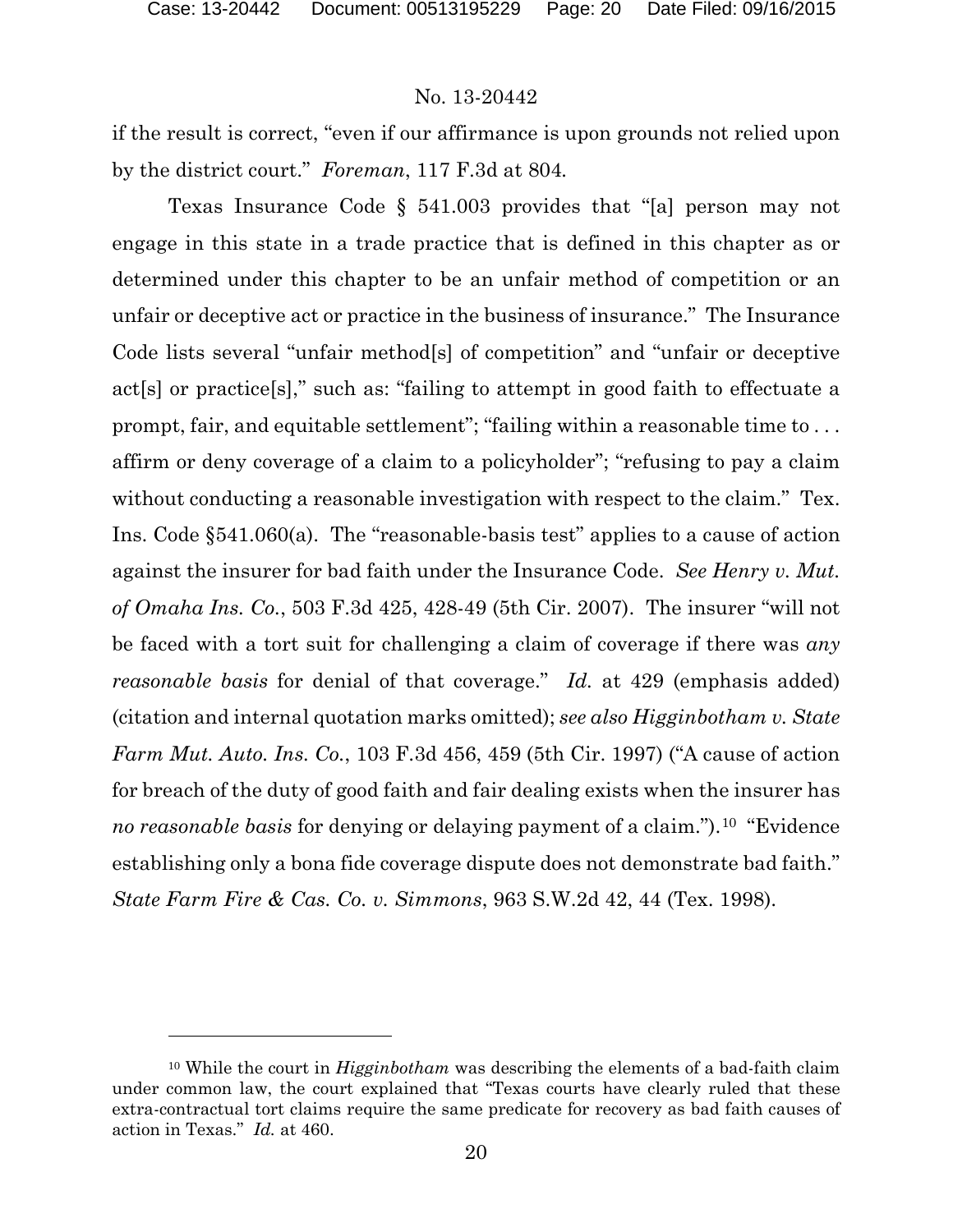if the result is correct, "even if our affirmance is upon grounds not relied upon by the district court." *Foreman*, 117 F.3d at 804.

Texas Insurance Code § 541.003 provides that "[a] person may not engage in this state in a trade practice that is defined in this chapter as or determined under this chapter to be an unfair method of competition or an unfair or deceptive act or practice in the business of insurance." The Insurance Code lists several "unfair method[s] of competition" and "unfair or deceptive act[s] or practice[s]," such as: "failing to attempt in good faith to effectuate a prompt, fair, and equitable settlement"; "failing within a reasonable time to . . . affirm or deny coverage of a claim to a policyholder"; "refusing to pay a claim without conducting a reasonable investigation with respect to the claim." Tex. Ins. Code §541.060(a). The "reasonable-basis test" applies to a cause of action against the insurer for bad faith under the Insurance Code. *See Henry v. Mut. of Omaha Ins. Co.*, 503 F.3d 425, 428-49 (5th Cir. 2007). The insurer "will not be faced with a tort suit for challenging a claim of coverage if there was *any reasonable basis* for denial of that coverage." *Id.* at 429 (emphasis added) (citation and internal quotation marks omitted); *see also Higginbotham v. State Farm Mut. Auto. Ins. Co.*, 103 F.3d 456, 459 (5th Cir. 1997) ("A cause of action for breach of the duty of good faith and fair dealing exists when the insurer has *no reasonable basis* for denying or delaying payment of a claim.").[10] "Evidence establishing only a bona fide coverage dispute does not demonstrate bad faith." *State Farm Fire & Cas. Co. v. Simmons*, 963 S.W.2d 42, 44 (Tex. 1998).

---

[10] While the court in *Higginbotham* was describing the elements of a bad-faith claim under common law, the court explained that "Texas courts have clearly ruled that these extra-contractual tort claims require the same predicate for recovery as bad faith causes of action in Texas." *Id.* at 460.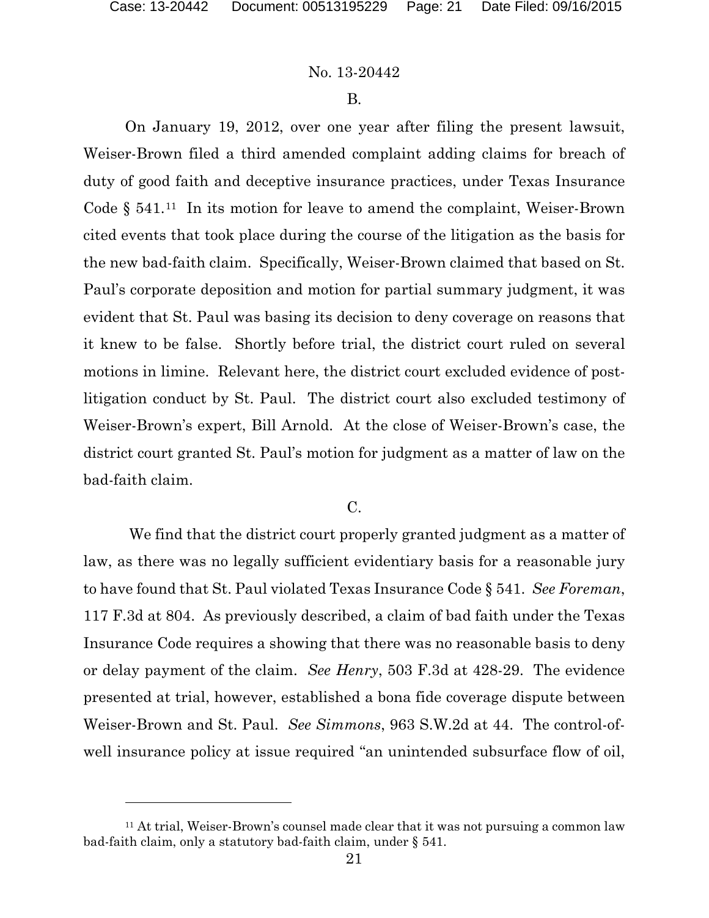B.

On January 19, 2012, over one year after filing the present lawsuit, Weiser-Brown filed a third amended complaint adding claims for breach of duty of good faith and deceptive insurance practices, under Texas Insurance Code § 541.[11] In its motion for leave to amend the complaint, Weiser-Brown cited events that took place during the course of the litigation as the basis for the new bad-faith claim. Specifically, Weiser-Brown claimed that based on St. Paul's corporate deposition and motion for partial summary judgment, it was evident that St. Paul was basing its decision to deny coverage on reasons that it knew to be false. Shortly before trial, the district court ruled on several motions in limine. Relevant here, the district court excluded evidence of post-litigation conduct by St. Paul. The district court also excluded testimony of Weiser-Brown's expert, Bill Arnold. At the close of Weiser-Brown's case, the district court granted St. Paul's motion for judgment as a matter of law on the bad-faith claim.

C.

We find that the district court properly granted judgment as a matter of law, as there was no legally sufficient evidentiary basis for a reasonable jury to have found that St. Paul violated Texas Insurance Code § 541. *See Foreman*, 117 F.3d at 804. As previously described, a claim of bad faith under the Texas Insurance Code requires a showing that there was no reasonable basis to deny or delay payment of the claim. *See Henry*, 503 F.3d at 428-29. The evidence presented at trial, however, established a bona fide coverage dispute between Weiser-Brown and St. Paul. *See Simmons*, 963 S.W.2d at 44. The control-of-well insurance policy at issue required "an unintended subsurface flow of oil,

[11] At trial, Weiser-Brown's counsel made clear that it was not pursuing a common law bad-faith claim, only a statutory bad-faith claim, under § 541.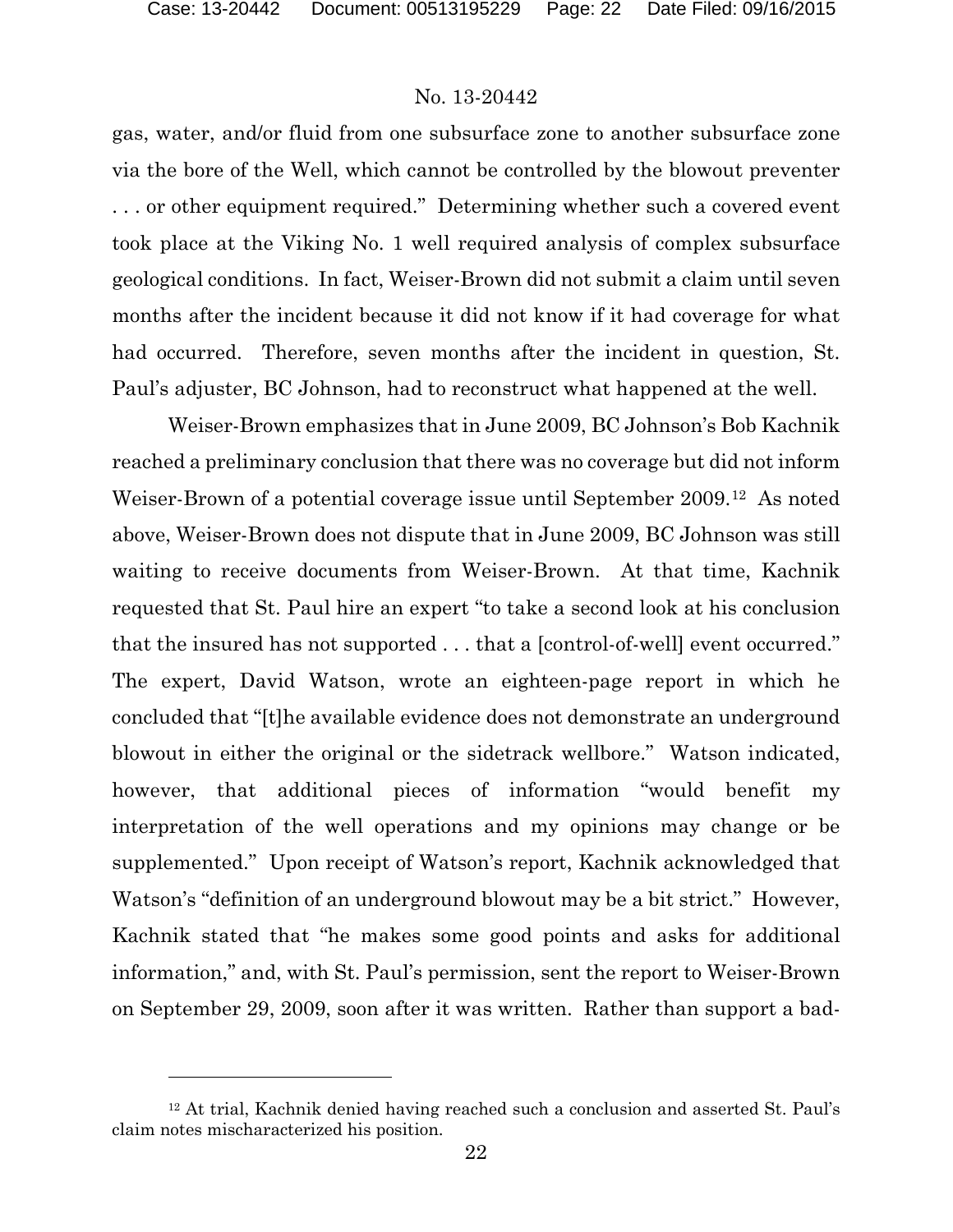gas, water, and/or fluid from one subsurface zone to another subsurface zone via the bore of the Well, which cannot be controlled by the blowout preventer . . . or other equipment required." Determining whether such a covered event took place at the Viking No. 1 well required analysis of complex subsurface geological conditions. In fact, Weiser-Brown did not submit a claim until seven months after the incident because it did not know if it had coverage for what had occurred. Therefore, seven months after the incident in question, St. Paul's adjuster, BC Johnson, had to reconstruct what happened at the well.

Weiser-Brown emphasizes that in June 2009, BC Johnson's Bob Kachnik reached a preliminary conclusion that there was no coverage but did not inform Weiser-Brown of a potential coverage issue until September 2009.[12] As noted above, Weiser-Brown does not dispute that in June 2009, BC Johnson was still waiting to receive documents from Weiser-Brown. At that time, Kachnik requested that St. Paul hire an expert "to take a second look at his conclusion that the insured has not supported . . . that a [control-of-well] event occurred." The expert, David Watson, wrote an eighteen-page report in which he concluded that "[t]he available evidence does not demonstrate an underground blowout in either the original or the sidetrack wellbore." Watson indicated, however, that additional pieces of information "would benefit my interpretation of the well operations and my opinions may change or be supplemented." Upon receipt of Watson's report, Kachnik acknowledged that Watson's "definition of an underground blowout may be a bit strict." However, Kachnik stated that "he makes some good points and asks for additional information," and, with St. Paul's permission, sent the report to Weiser-Brown on September 29, 2009, soon after it was written. Rather than support a bad-

[12] At trial, Kachnik denied having reached such a conclusion and asserted St. Paul's claim notes mischaracterized his position.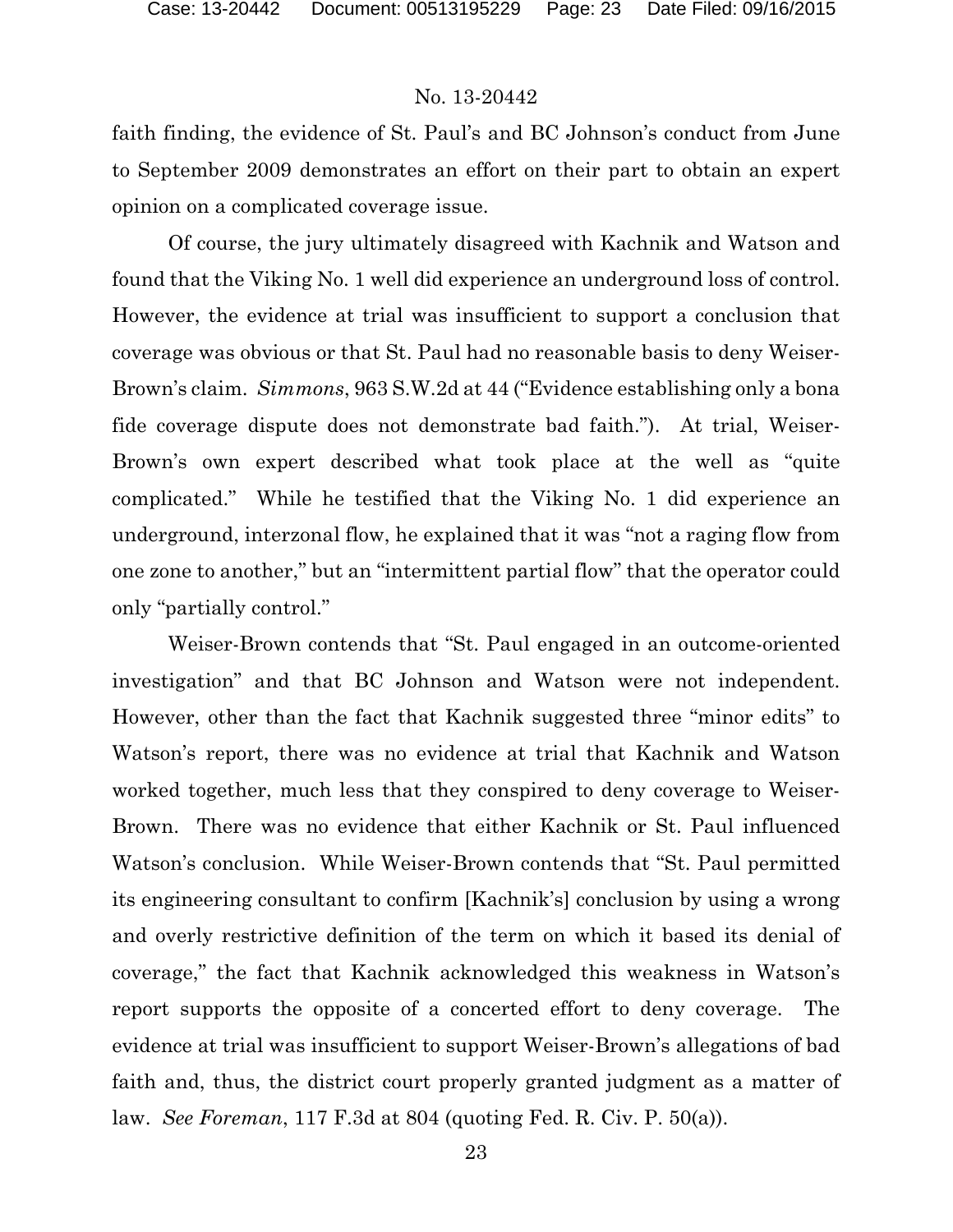faith finding, the evidence of St. Paul's and BC Johnson's conduct from June to September 2009 demonstrates an effort on their part to obtain an expert opinion on a complicated coverage issue.

Of course, the jury ultimately disagreed with Kachnik and Watson and found that the Viking No. 1 well did experience an underground loss of control. However, the evidence at trial was insufficient to support a conclusion that coverage was obvious or that St. Paul had no reasonable basis to deny Weiser-Brown's claim. *Simmons*, 963 S.W.2d at 44 ("Evidence establishing only a bona fide coverage dispute does not demonstrate bad faith."). At trial, Weiser-Brown's own expert described what took place at the well as "quite complicated." While he testified that the Viking No. 1 did experience an underground, interzonal flow, he explained that it was "not a raging flow from one zone to another," but an "intermittent partial flow" that the operator could only "partially control."

Weiser-Brown contends that "St. Paul engaged in an outcome-oriented investigation" and that BC Johnson and Watson were not independent. However, other than the fact that Kachnik suggested three "minor edits" to Watson's report, there was no evidence at trial that Kachnik and Watson worked together, much less that they conspired to deny coverage to Weiser-Brown. There was no evidence that either Kachnik or St. Paul influenced Watson's conclusion. While Weiser-Brown contends that "St. Paul permitted its engineering consultant to confirm [Kachnik's] conclusion by using a wrong and overly restrictive definition of the term on which it based its denial of coverage," the fact that Kachnik acknowledged this weakness in Watson's report supports the opposite of a concerted effort to deny coverage. The evidence at trial was insufficient to support Weiser-Brown's allegations of bad faith and, thus, the district court properly granted judgment as a matter of law. *See Foreman*, 117 F.3d at 804 (quoting Fed. R. Civ. P. 50(a)).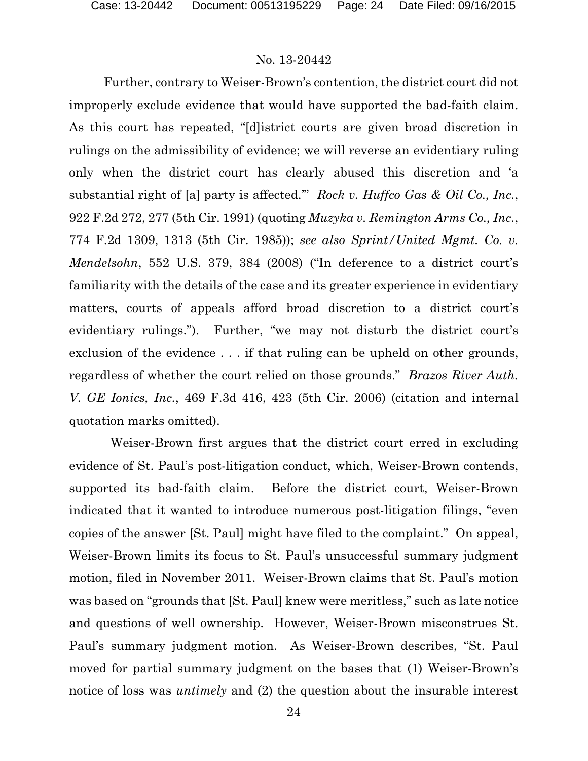Further, contrary to Weiser-Brown's contention, the district court did not improperly exclude evidence that would have supported the bad-faith claim. As this court has repeated, "[d]istrict courts are given broad discretion in rulings on the admissibility of evidence; we will reverse an evidentiary ruling only when the district court has clearly abused this discretion and 'a substantial right of [a] party is affected.'" *Rock v. Huffco Gas & Oil Co., Inc.*, 922 F.2d 272, 277 (5th Cir. 1991) (quoting *Muzyka v. Remington Arms Co., Inc.*, 774 F.2d 1309, 1313 (5th Cir. 1985)); *see also Sprint/United Mgmt. Co. v. Mendelsohn*, 552 U.S. 379, 384 (2008) ("In deference to a district court's familiarity with the details of the case and its greater experience in evidentiary matters, courts of appeals afford broad discretion to a district court's evidentiary rulings."). Further, "we may not disturb the district court's exclusion of the evidence . . . if that ruling can be upheld on other grounds, regardless of whether the court relied on those grounds." *Brazos River Auth. V. GE Ionics, Inc.*, 469 F.3d 416, 423 (5th Cir. 2006) (citation and internal quotation marks omitted).

Weiser-Brown first argues that the district court erred in excluding evidence of St. Paul's post-litigation conduct, which, Weiser-Brown contends, supported its bad-faith claim. Before the district court, Weiser-Brown indicated that it wanted to introduce numerous post-litigation filings, "even copies of the answer [St. Paul] might have filed to the complaint." On appeal, Weiser-Brown limits its focus to St. Paul's unsuccessful summary judgment motion, filed in November 2011. Weiser-Brown claims that St. Paul's motion was based on "grounds that [St. Paul] knew were meritless," such as late notice and questions of well ownership. However, Weiser-Brown misconstrues St. Paul's summary judgment motion. As Weiser-Brown describes, "St. Paul moved for partial summary judgment on the bases that (1) Weiser-Brown's notice of loss was *untimely* and (2) the question about the insurable interest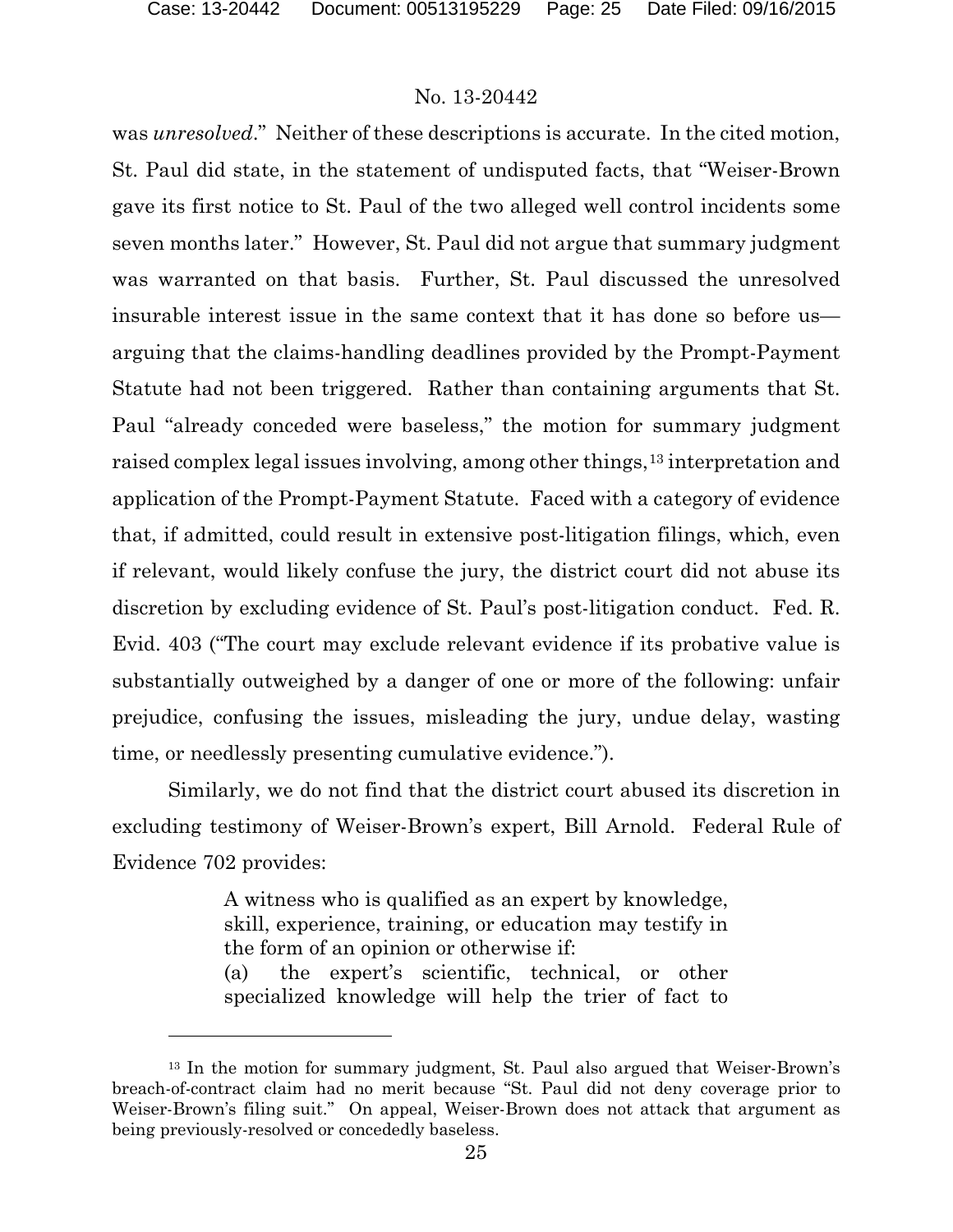was *unresolved*." Neither of these descriptions is accurate. In the cited motion, St. Paul did state, in the statement of undisputed facts, that "Weiser-Brown gave its first notice to St. Paul of the two alleged well control incidents some seven months later." However, St. Paul did not argue that summary judgment was warranted on that basis. Further, St. Paul discussed the unresolved insurable interest issue in the same context that it has done so before us—arguing that the claims-handling deadlines provided by the Prompt-Payment Statute had not been triggered. Rather than containing arguments that St. Paul "already conceded were baseless," the motion for summary judgment raised complex legal issues involving, among other things,[13] interpretation and application of the Prompt-Payment Statute. Faced with a category of evidence that, if admitted, could result in extensive post-litigation filings, which, even if relevant, would likely confuse the jury, the district court did not abuse its discretion by excluding evidence of St. Paul's post-litigation conduct. Fed. R. Evid. 403 ("The court may exclude relevant evidence if its probative value is substantially outweighed by a danger of one or more of the following: unfair prejudice, confusing the issues, misleading the jury, undue delay, wasting time, or needlessly presenting cumulative evidence.").

Similarly, we do not find that the district court abused its discretion in excluding testimony of Weiser-Brown's expert, Bill Arnold. Federal Rule of Evidence 702 provides:

> A witness who is qualified as an expert by knowledge, skill, experience, training, or education may testify in the form of an opinion or otherwise if:
> (a) the expert's scientific, technical, or other specialized knowledge will help the trier of fact to

---

[13] In the motion for summary judgment, St. Paul also argued that Weiser-Brown's breach-of-contract claim had no merit because "St. Paul did not deny coverage prior to Weiser-Brown's filing suit." On appeal, Weiser-Brown does not attack that argument as being previously-resolved or concededly baseless.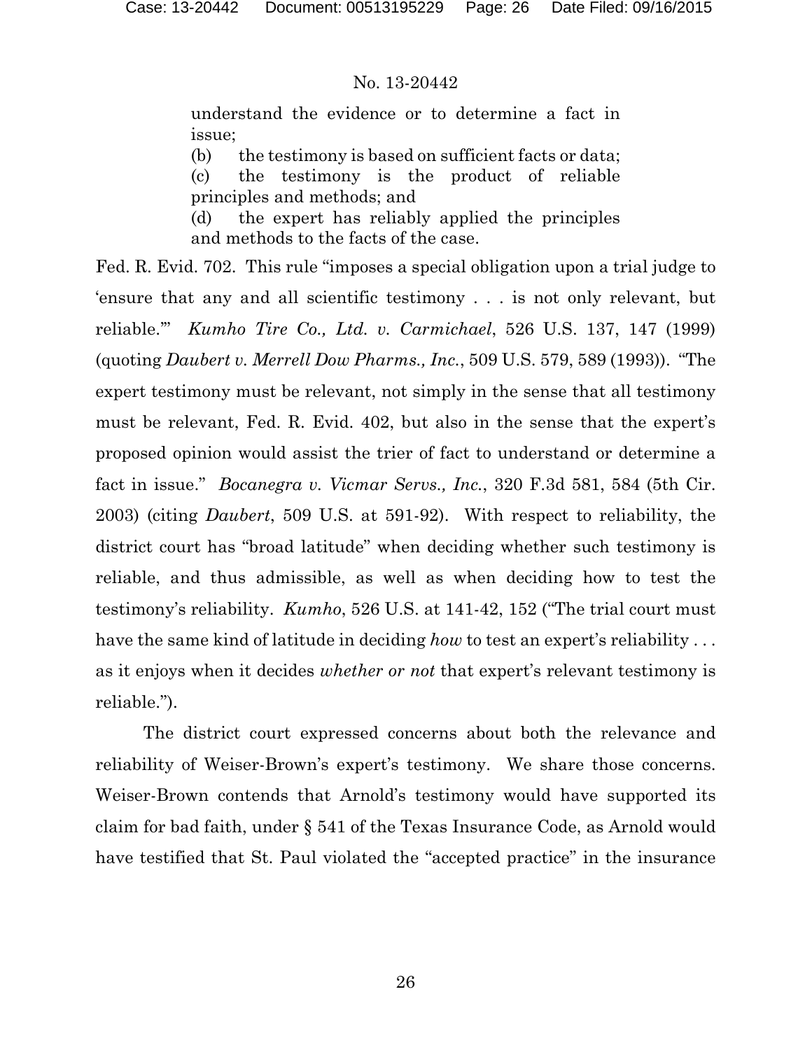> understand the evidence or to determine a fact in issue;
>
> (b) the testimony is based on sufficient facts or data;
>
> (c) the testimony is the product of reliable principles and methods; and
>
> (d) the expert has reliably applied the principles and methods to the facts of the case.

Fed. R. Evid. 702. This rule "imposes a special obligation upon a trial judge to 'ensure that any and all scientific testimony . . . is not only relevant, but reliable.'" *Kumho Tire Co., Ltd. v. Carmichael*, 526 U.S. 137, 147 (1999) (quoting *Daubert v. Merrell Dow Pharms., Inc.*, 509 U.S. 579, 589 (1993)). "The expert testimony must be relevant, not simply in the sense that all testimony must be relevant, Fed. R. Evid. 402, but also in the sense that the expert's proposed opinion would assist the trier of fact to understand or determine a fact in issue." *Bocanegra v. Vicmar Servs., Inc.*, 320 F.3d 581, 584 (5th Cir. 2003) (citing *Daubert*, 509 U.S. at 591-92). With respect to reliability, the district court has "broad latitude" when deciding whether such testimony is reliable, and thus admissible, as well as when deciding how to test the testimony's reliability. *Kumho*, 526 U.S. at 141-42, 152 ("The trial court must have the same kind of latitude in deciding *how* to test an expert's reliability . . . as it enjoys when it decides *whether or not* that expert's relevant testimony is reliable.").

The district court expressed concerns about both the relevance and reliability of Weiser-Brown's expert's testimony. We share those concerns. Weiser-Brown contends that Arnold's testimony would have supported its claim for bad faith, under § 541 of the Texas Insurance Code, as Arnold would have testified that St. Paul violated the "accepted practice" in the insurance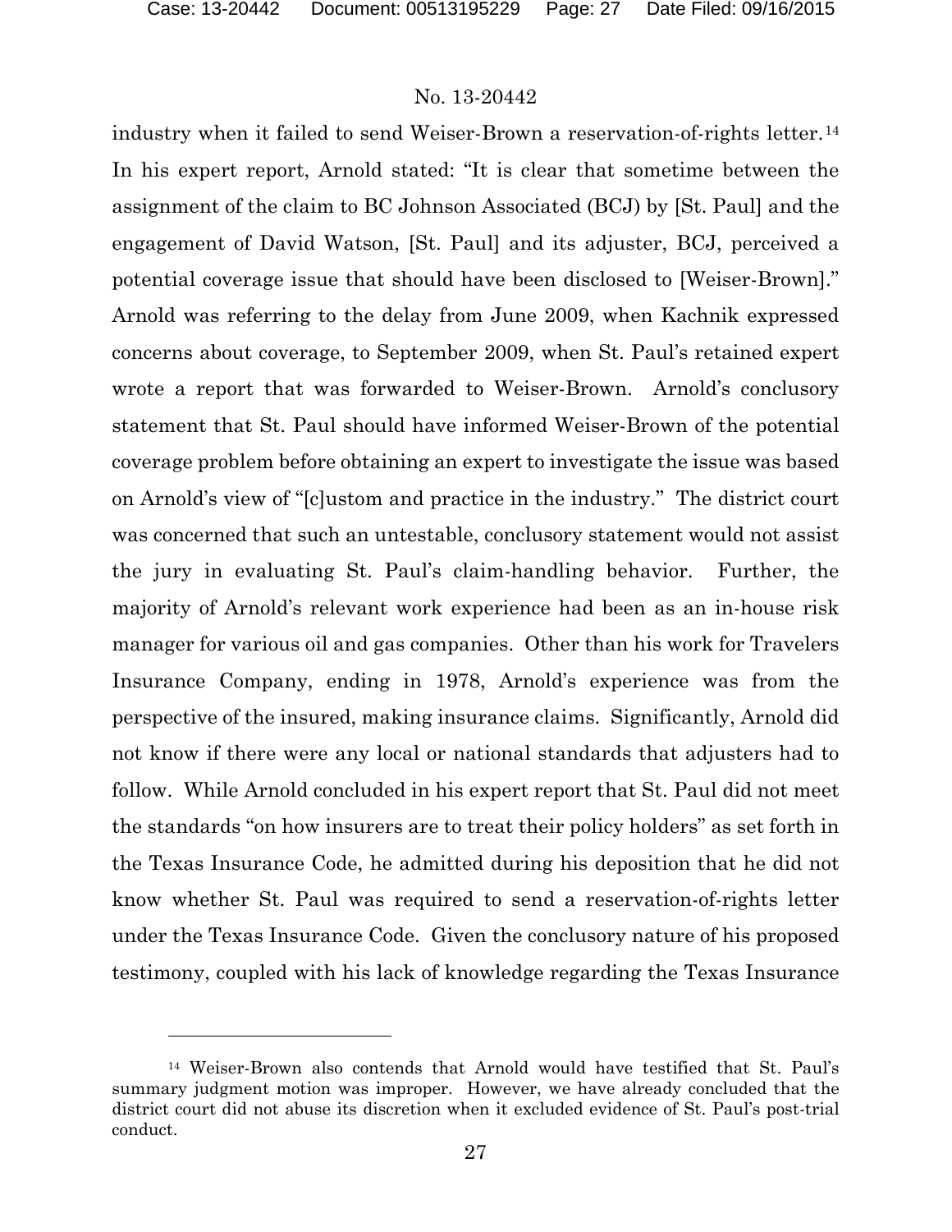industry when it failed to send Weiser-Brown a reservation-of-rights letter.[14] In his expert report, Arnold stated: "It is clear that sometime between the assignment of the claim to BC Johnson Associated (BCJ) by [St. Paul] and the engagement of David Watson, [St. Paul] and its adjuster, BCJ, perceived a potential coverage issue that should have been disclosed to [Weiser-Brown]." Arnold was referring to the delay from June 2009, when Kachnik expressed concerns about coverage, to September 2009, when St. Paul's retained expert wrote a report that was forwarded to Weiser-Brown. Arnold's conclusory statement that St. Paul should have informed Weiser-Brown of the potential coverage problem before obtaining an expert to investigate the issue was based on Arnold's view of "[c]ustom and practice in the industry." The district court was concerned that such an untestable, conclusory statement would not assist the jury in evaluating St. Paul's claim-handling behavior. Further, the majority of Arnold's relevant work experience had been as an in-house risk manager for various oil and gas companies. Other than his work for Travelers Insurance Company, ending in 1978, Arnold's experience was from the perspective of the insured, making insurance claims. Significantly, Arnold did not know if there were any local or national standards that adjusters had to follow. While Arnold concluded in his expert report that St. Paul did not meet the standards "on how insurers are to treat their policy holders" as set forth in the Texas Insurance Code, he admitted during his deposition that he did not know whether St. Paul was required to send a reservation-of-rights letter under the Texas Insurance Code. Given the conclusory nature of his proposed testimony, coupled with his lack of knowledge regarding the Texas Insurance

---

[14] Weiser-Brown also contends that Arnold would have testified that St. Paul's summary judgment motion was improper. However, we have already concluded that the district court did not abuse its discretion when it excluded evidence of St. Paul's post-trial conduct.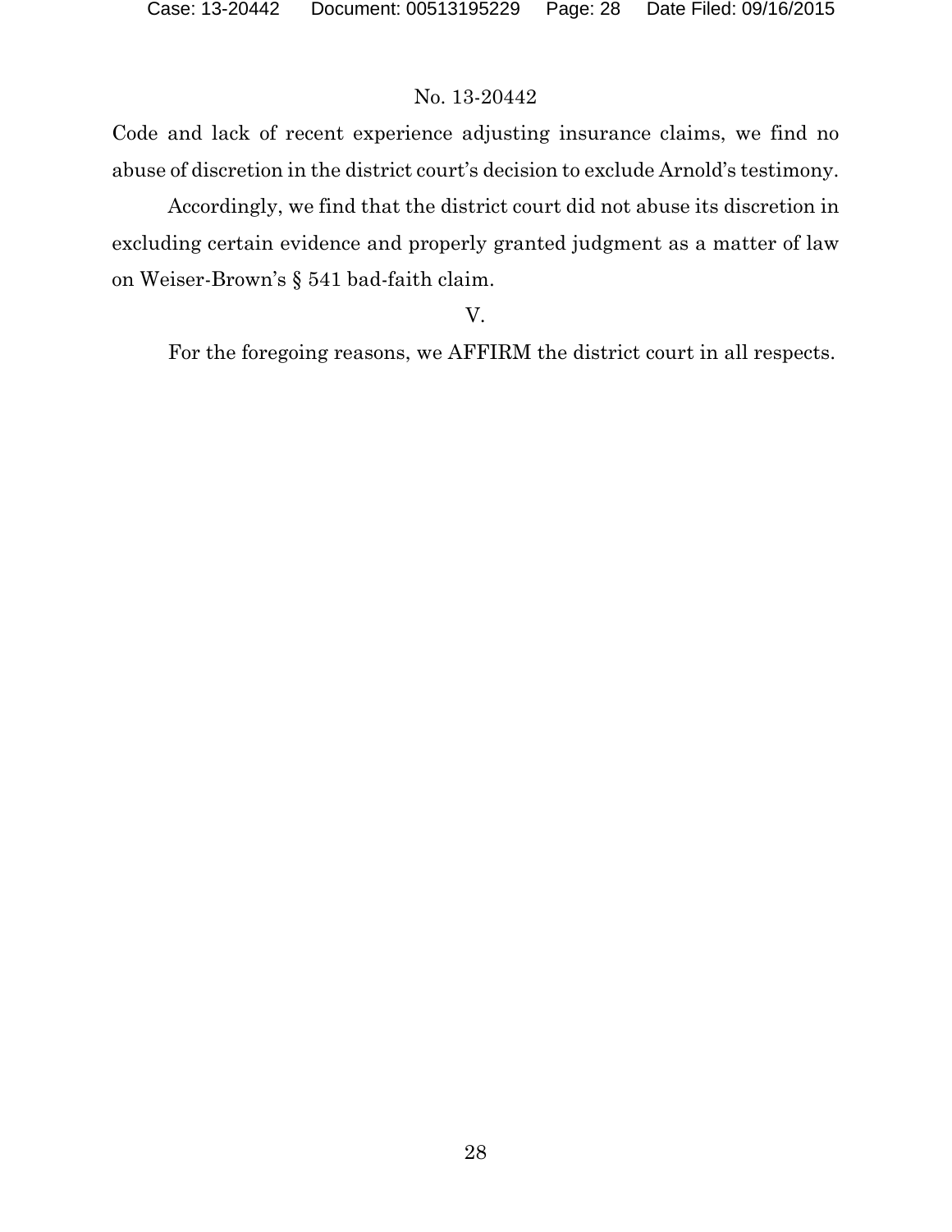Code and lack of recent experience adjusting insurance claims, we find no abuse of discretion in the district court's decision to exclude Arnold's testimony.

Accordingly, we find that the district court did not abuse its discretion in excluding certain evidence and properly granted judgment as a matter of law on Weiser-Brown's § 541 bad-faith claim.

## V.

For the foregoing reasons, we AFFIRM the district court in all respects.